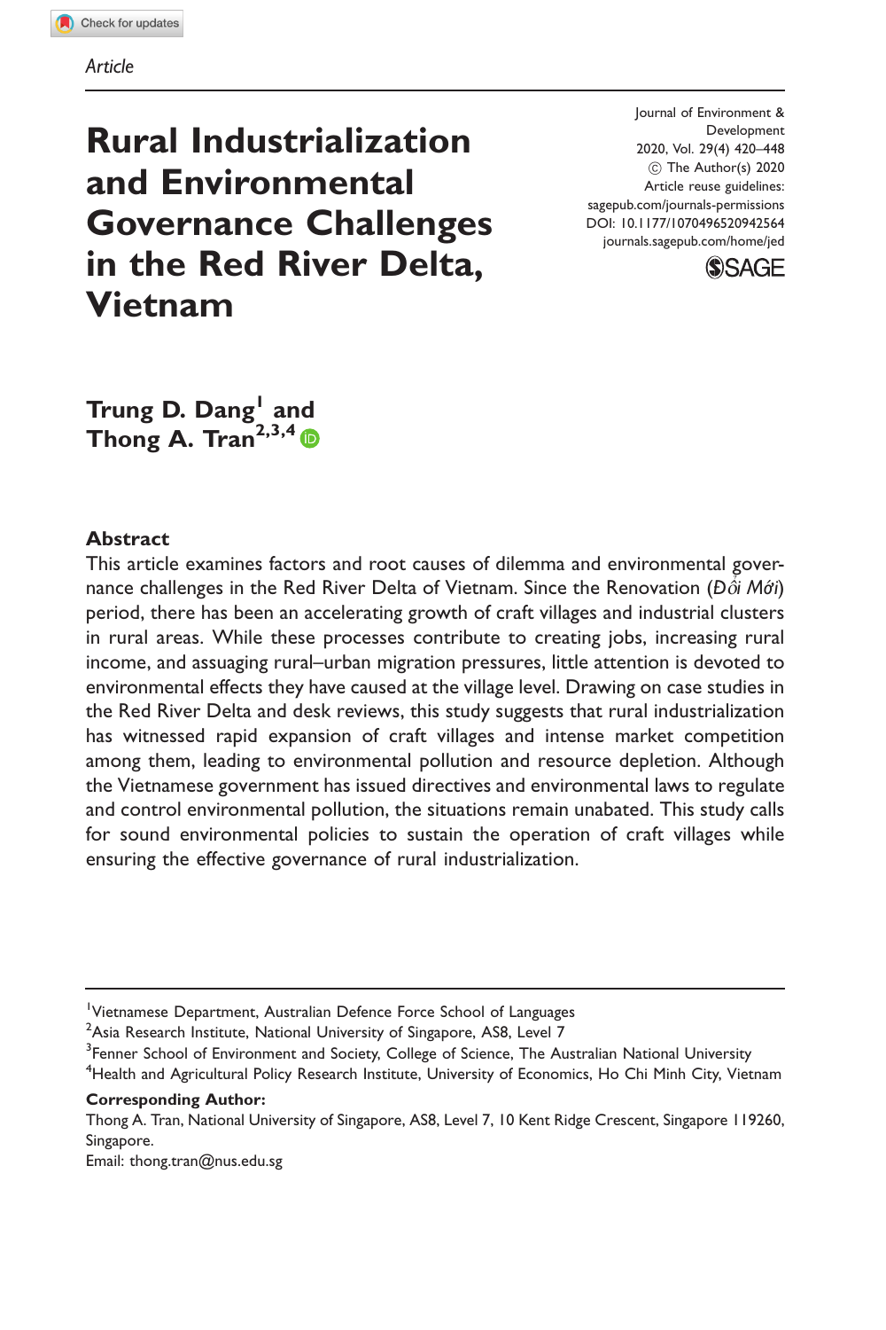Article

# Rural Industrialization and Environmental Governance Challenges in the Red River Delta, Vietnam

Journal of Environment & Development
2020, Vol. 29(4) 420–448
© The Author(s) 2020
Article reuse guidelines:
sagepub.com/journals-permissions
DOI: 10.1177/1070496520942564
journals.sagepub.com/home/jed

**Trung D. Dang[1] and Thong A. Tran[2,3,4]**

## Abstract

This article examines factors and root causes of dilemma and environmental governance challenges in the Red River Delta of Vietnam. Since the Renovation (*Đổi Mới*) period, there has been an accelerating growth of craft villages and industrial clusters in rural areas. While these processes contribute to creating jobs, increasing rural income, and assuaging rural–urban migration pressures, little attention is devoted to environmental effects they have caused at the village level. Drawing on case studies in the Red River Delta and desk reviews, this study suggests that rural industrialization has witnessed rapid expansion of craft villages and intense market competition among them, leading to environmental pollution and resource depletion. Although the Vietnamese government has issued directives and environmental laws to regulate and control environmental pollution, the situations remain unabated. This study calls for sound environmental policies to sustain the operation of craft villages while ensuring the effective governance of rural industrialization.

---

[1]Vietnamese Department, Australian Defence Force School of Languages
[2]Asia Research Institute, National University of Singapore, AS8, Level 7
[3]Fenner School of Environment and Society, College of Science, The Australian National University
[4]Health and Agricultural Policy Research Institute, University of Economics, Ho Chi Minh City, Vietnam

**Corresponding Author:**
Thong A. Tran, National University of Singapore, AS8, Level 7, 10 Kent Ridge Crescent, Singapore 119260, Singapore.
Email: thong.tran@nus.edu.sg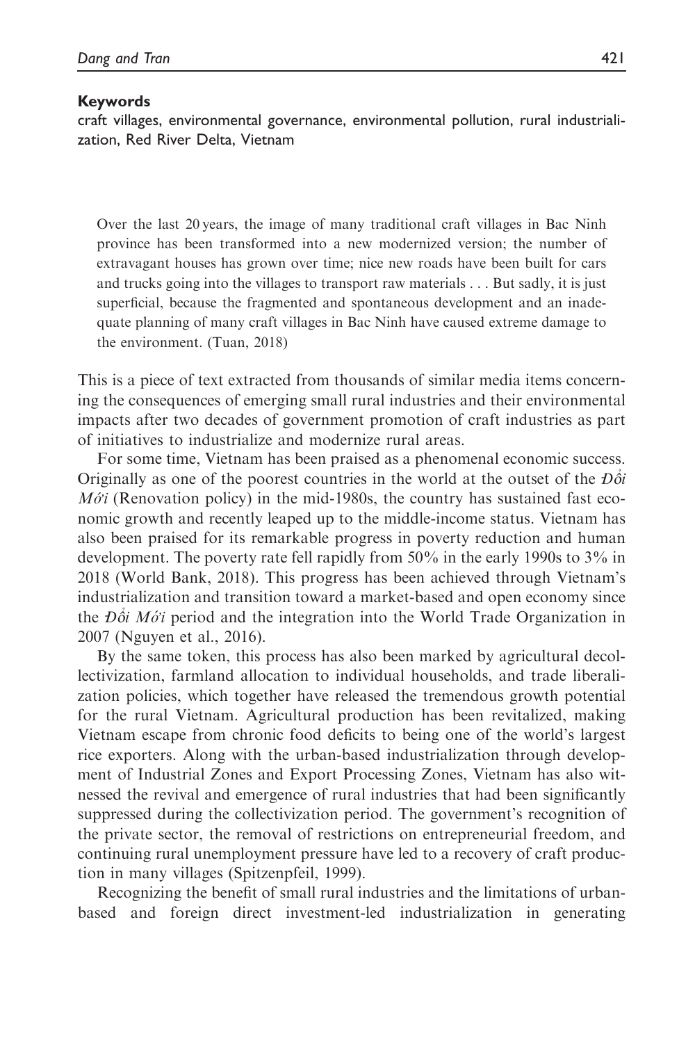**Keywords**

craft villages, environmental governance, environmental pollution, rural industrialization, Red River Delta, Vietnam

> Over the last 20 years, the image of many traditional craft villages in Bac Ninh province has been transformed into a new modernized version; the number of extravagant houses has grown over time; nice new roads have been built for cars and trucks going into the villages to transport raw materials . . . But sadly, it is just superficial, because the fragmented and spontaneous development and an inadequate planning of many craft villages in Bac Ninh have caused extreme damage to the environment. (Tuan, 2018)

This is a piece of text extracted from thousands of similar media items concerning the consequences of emerging small rural industries and their environmental impacts after two decades of government promotion of craft industries as part of initiatives to industrialize and modernize rural areas.

For some time, Vietnam has been praised as a phenomenal economic success. Originally as one of the poorest countries in the world at the outset of the *Đổi Mới* (Renovation policy) in the mid-1980s, the country has sustained fast economic growth and recently leaped up to the middle-income status. Vietnam has also been praised for its remarkable progress in poverty reduction and human development. The poverty rate fell rapidly from 50% in the early 1990s to 3% in 2018 (World Bank, 2018). This progress has been achieved through Vietnam's industrialization and transition toward a market-based and open economy since the *Đổi Mới* period and the integration into the World Trade Organization in 2007 (Nguyen et al., 2016).

By the same token, this process has also been marked by agricultural decollectivization, farmland allocation to individual households, and trade liberalization policies, which together have released the tremendous growth potential for the rural Vietnam. Agricultural production has been revitalized, making Vietnam escape from chronic food deficits to being one of the world's largest rice exporters. Along with the urban-based industrialization through development of Industrial Zones and Export Processing Zones, Vietnam has also witnessed the revival and emergence of rural industries that had been significantly suppressed during the collectivization period. The government's recognition of the private sector, the removal of restrictions on entrepreneurial freedom, and continuing rural unemployment pressure have led to a recovery of craft production in many villages (Spitzenpfeil, 1999).

Recognizing the benefit of small rural industries and the limitations of urban-based and foreign direct investment-led industrialization in generating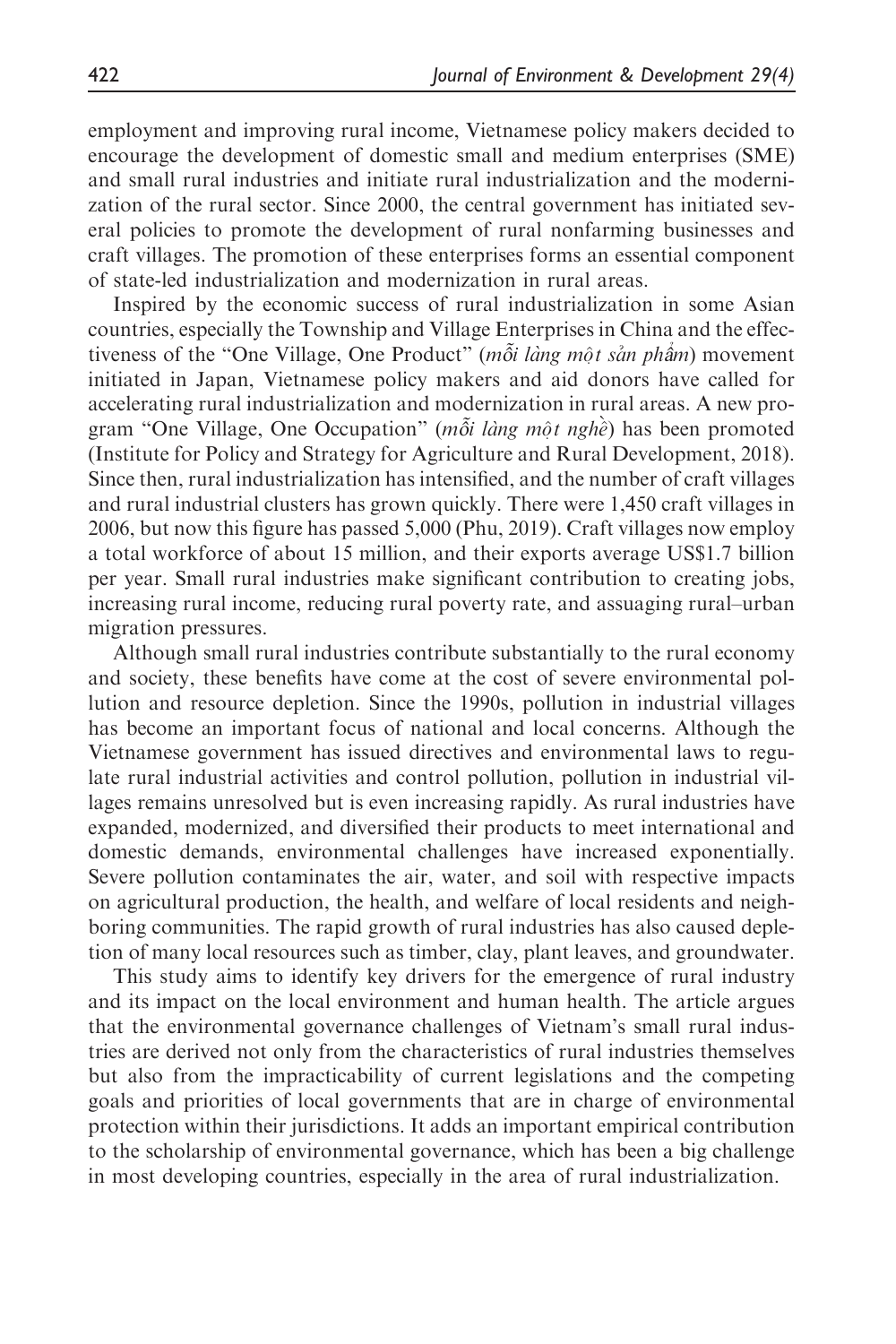employment and improving rural income, Vietnamese policy makers decided to encourage the development of domestic small and medium enterprises (SME) and small rural industries and initiate rural industrialization and the modernization of the rural sector. Since 2000, the central government has initiated several policies to promote the development of rural nonfarming businesses and craft villages. The promotion of these enterprises forms an essential component of state-led industrialization and modernization in rural areas.

Inspired by the economic success of rural industrialization in some Asian countries, especially the Township and Village Enterprises in China and the effectiveness of the "One Village, One Product" (*mỗi làng một sản phẩm*) movement initiated in Japan, Vietnamese policy makers and aid donors have called for accelerating rural industrialization and modernization in rural areas. A new program "One Village, One Occupation" (*mỗi làng một nghề*) has been promoted (Institute for Policy and Strategy for Agriculture and Rural Development, 2018). Since then, rural industrialization has intensified, and the number of craft villages and rural industrial clusters has grown quickly. There were 1,450 craft villages in 2006, but now this figure has passed 5,000 (Phu, 2019). Craft villages now employ a total workforce of about 15 million, and their exports average US$1.7 billion per year. Small rural industries make significant contribution to creating jobs, increasing rural income, reducing rural poverty rate, and assuaging rural–urban migration pressures.

Although small rural industries contribute substantially to the rural economy and society, these benefits have come at the cost of severe environmental pollution and resource depletion. Since the 1990s, pollution in industrial villages has become an important focus of national and local concerns. Although the Vietnamese government has issued directives and environmental laws to regulate rural industrial activities and control pollution, pollution in industrial villages remains unresolved but is even increasing rapidly. As rural industries have expanded, modernized, and diversified their products to meet international and domestic demands, environmental challenges have increased exponentially. Severe pollution contaminates the air, water, and soil with respective impacts on agricultural production, the health, and welfare of local residents and neighboring communities. The rapid growth of rural industries has also caused depletion of many local resources such as timber, clay, plant leaves, and groundwater.

This study aims to identify key drivers for the emergence of rural industry and its impact on the local environment and human health. The article argues that the environmental governance challenges of Vietnam's small rural industries are derived not only from the characteristics of rural industries themselves but also from the impracticability of current legislations and the competing goals and priorities of local governments that are in charge of environmental protection within their jurisdictions. It adds an important empirical contribution to the scholarship of environmental governance, which has been a big challenge in most developing countries, especially in the area of rural industrialization.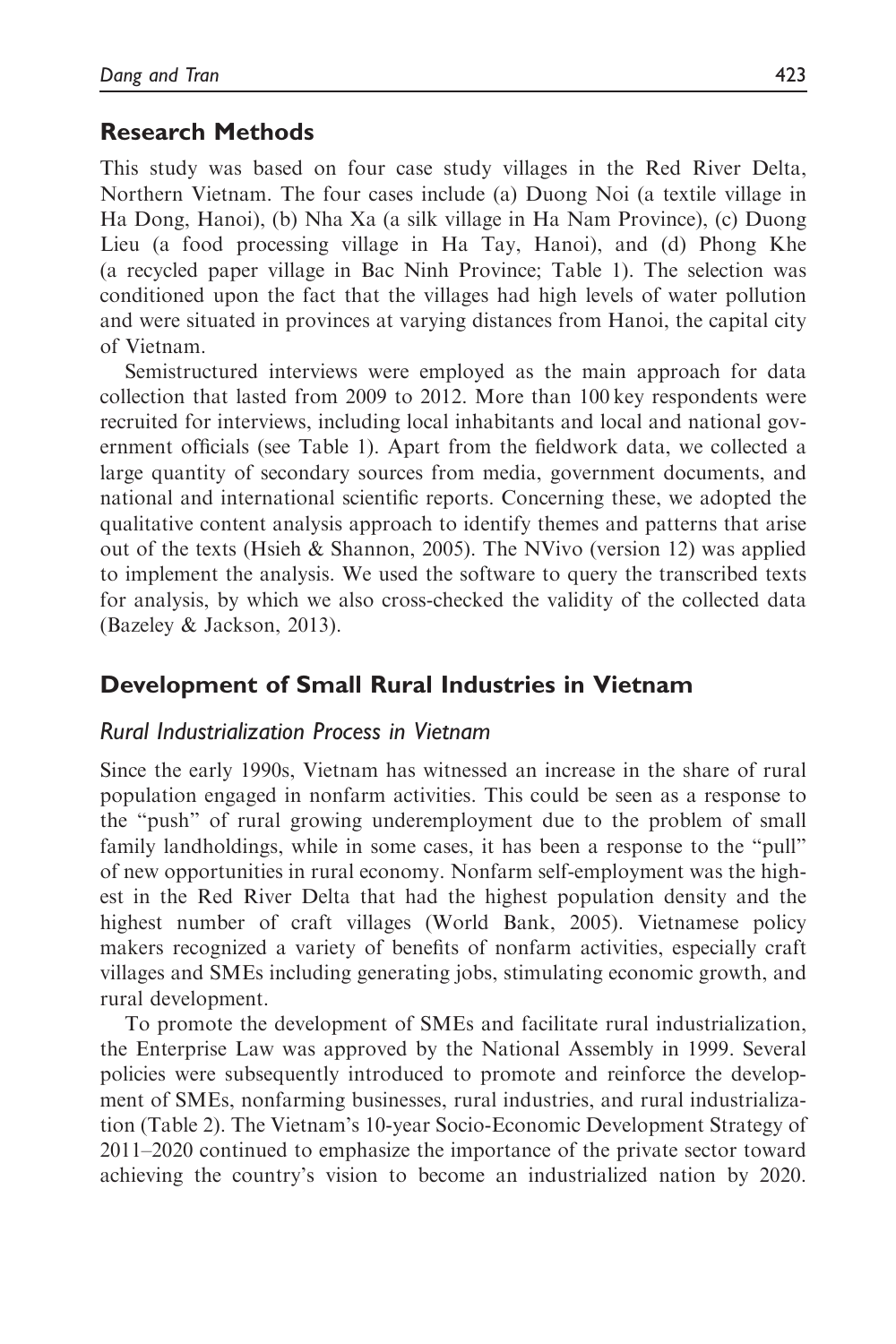## Research Methods

This study was based on four case study villages in the Red River Delta, Northern Vietnam. The four cases include (a) Duong Noi (a textile village in Ha Dong, Hanoi), (b) Nha Xa (a silk village in Ha Nam Province), (c) Duong Lieu (a food processing village in Ha Tay, Hanoi), and (d) Phong Khe (a recycled paper village in Bac Ninh Province; Table 1). The selection was conditioned upon the fact that the villages had high levels of water pollution and were situated in provinces at varying distances from Hanoi, the capital city of Vietnam.

Semistructured interviews were employed as the main approach for data collection that lasted from 2009 to 2012. More than 100 key respondents were recruited for interviews, including local inhabitants and local and national government officials (see Table 1). Apart from the fieldwork data, we collected a large quantity of secondary sources from media, government documents, and national and international scientific reports. Concerning these, we adopted the qualitative content analysis approach to identify themes and patterns that arise out of the texts (Hsieh & Shannon, 2005). The NVivo (version 12) was applied to implement the analysis. We used the software to query the transcribed texts for analysis, by which we also cross-checked the validity of the collected data (Bazeley & Jackson, 2013).

## Development of Small Rural Industries in Vietnam

### *Rural Industrialization Process in Vietnam*

Since the early 1990s, Vietnam has witnessed an increase in the share of rural population engaged in nonfarm activities. This could be seen as a response to the "push" of rural growing underemployment due to the problem of small family landholdings, while in some cases, it has been a response to the "pull" of new opportunities in rural economy. Nonfarm self-employment was the highest in the Red River Delta that had the highest population density and the highest number of craft villages (World Bank, 2005). Vietnamese policy makers recognized a variety of benefits of nonfarm activities, especially craft villages and SMEs including generating jobs, stimulating economic growth, and rural development.

To promote the development of SMEs and facilitate rural industrialization, the Enterprise Law was approved by the National Assembly in 1999. Several policies were subsequently introduced to promote and reinforce the development of SMEs, nonfarming businesses, rural industries, and rural industrialization (Table 2). The Vietnam's 10-year Socio-Economic Development Strategy of 2011–2020 continued to emphasize the importance of the private sector toward achieving the country's vision to become an industrialized nation by 2020.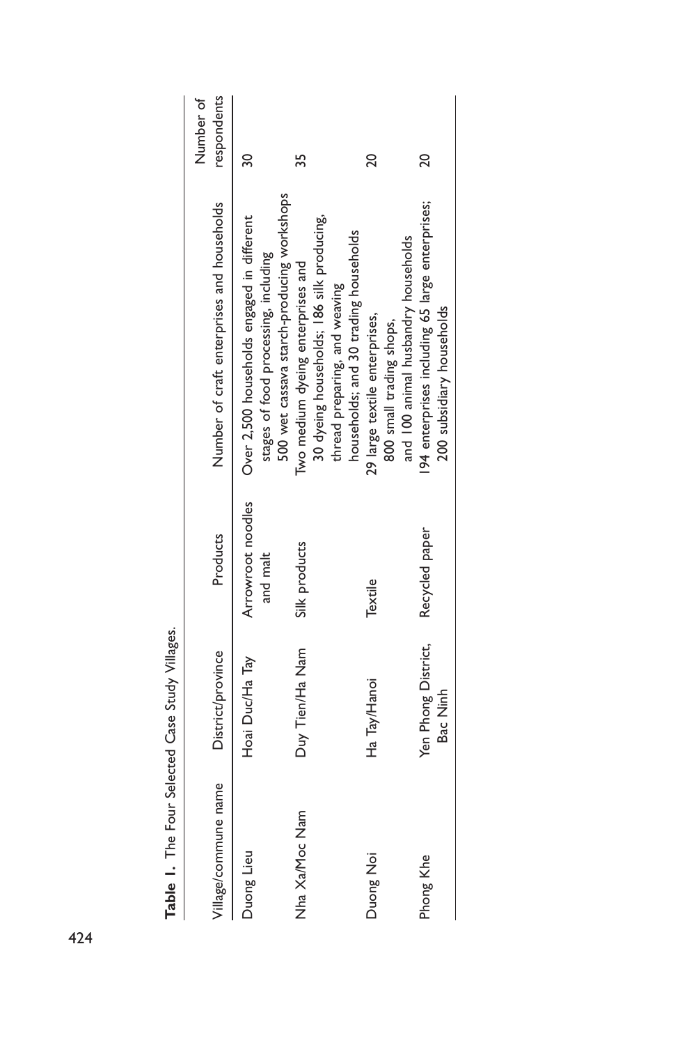**Table 1.** The Four Selected Case Study Villages.

| Village/commune name | District/province | Products | Number of craft enterprises and households | Number of respondents |
|---|---|---|---|---|
| Duong Lieu | Hoai Duc/Ha Tay | Arrowroot noodles and malt | Over 2,500 households engaged in different stages of food processing, including 500 wet cassava starch-producing workshops | 30 |
| Nha Xa/Moc Nam | Duy Tien/Ha Nam | Silk products | Two medium dyeing enterprises and 30 dyeing households; 186 silk producing, thread preparing, and weaving households; and 30 trading households | 35 |
| Duong Noi | Ha Tay/Hanoi | Textile | 29 large textile enterprises, 800 small trading shops, and 100 animal husbandry households | 20 |
| Phong Khe | Yen Phong District, Bac Ninh | Recycled paper | 194 enterprises including 65 large enterprises; 200 subsidiary households | 20 |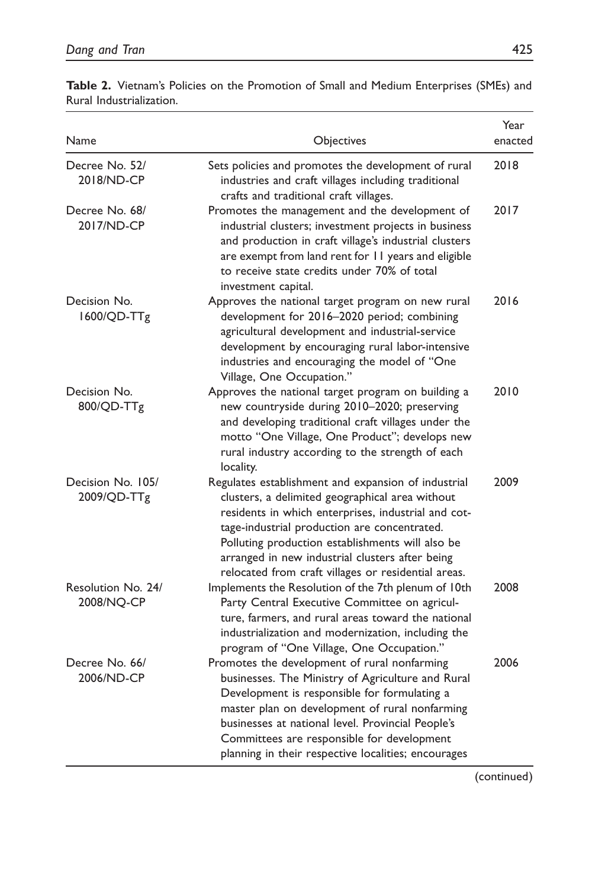**Table 2.** Vietnam's Policies on the Promotion of Small and Medium Enterprises (SMEs) and Rural Industrialization.

| Name | Objectives | Year enacted |
|---|---|---|
| Decree No. 52/ 2018/ND-CP | Sets policies and promotes the development of rural industries and craft villages including traditional crafts and traditional craft villages. | 2018 |
| Decree No. 68/ 2017/ND-CP | Promotes the management and the development of industrial clusters; investment projects in business and production in craft village's industrial clusters are exempt from land rent for 11 years and eligible to receive state credits under 70% of total investment capital. | 2017 |
| Decision No. 1600/QD-TTg | Approves the national target program on new rural development for 2016–2020 period; combining agricultural development and industrial-service development by encouraging rural labor-intensive industries and encouraging the model of "One Village, One Occupation." | 2016 |
| Decision No. 800/QD-TTg | Approves the national target program on building a new countryside during 2010–2020; preserving and developing traditional craft villages under the motto "One Village, One Product"; develops new rural industry according to the strength of each locality. | 2010 |
| Decision No. 105/ 2009/QD-TTg | Regulates establishment and expansion of industrial clusters, a delimited geographical area without residents in which enterprises, industrial and cottage-industrial production are concentrated. Polluting production establishments will also be arranged in new industrial clusters after being relocated from craft villages or residential areas. | 2009 |
| Resolution No. 24/ 2008/NQ-CP | Implements the Resolution of the 7th plenum of 10th Party Central Executive Committee on agriculture, farmers, and rural areas toward the national industrialization and modernization, including the program of "One Village, One Occupation." | 2008 |
| Decree No. 66/ 2006/ND-CP | Promotes the development of rural nonfarming businesses. The Ministry of Agriculture and Rural Development is responsible for formulating a master plan on development of rural nonfarming businesses at national level. Provincial People's Committees are responsible for development planning in their respective localities; encourages | 2006 |

(continued)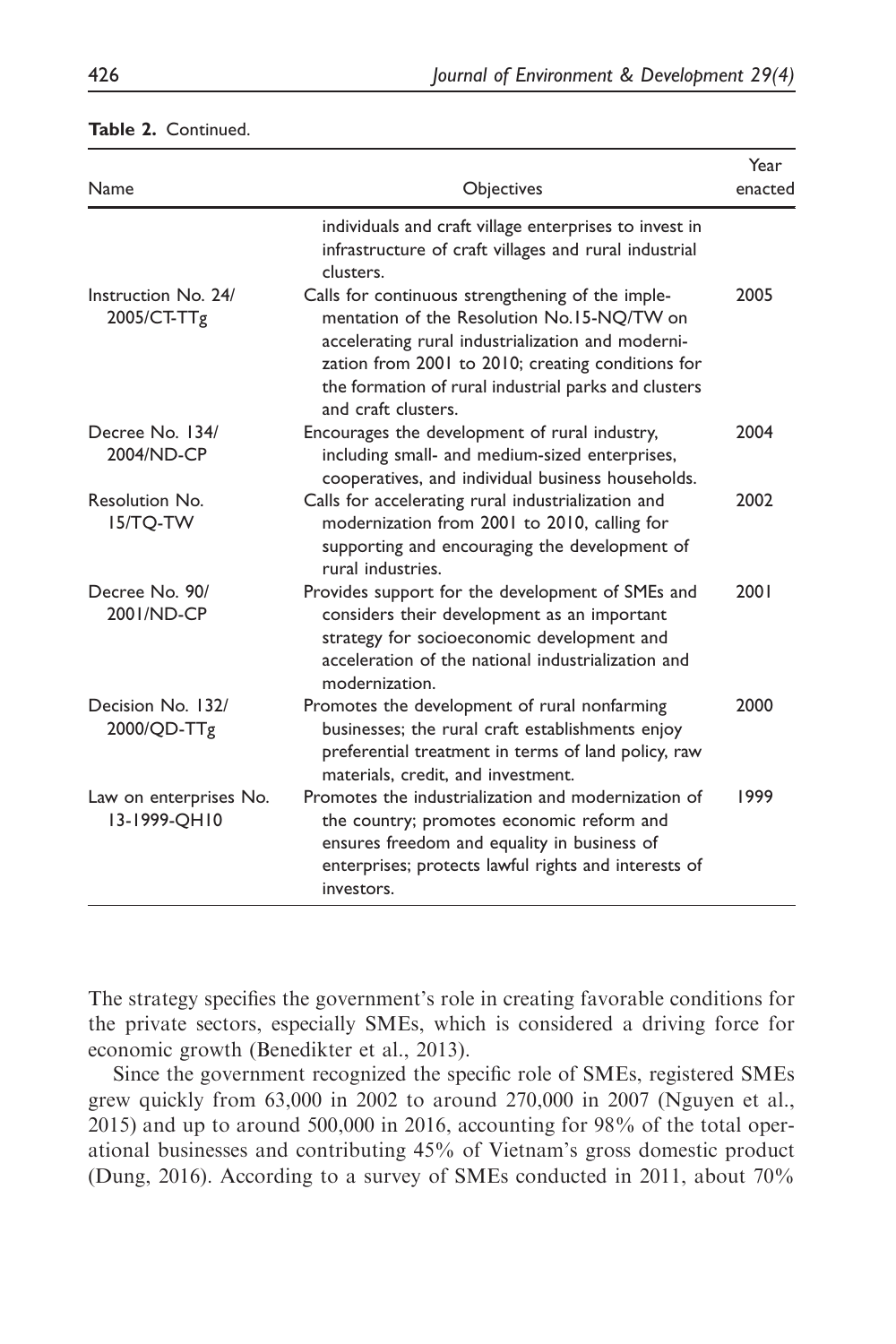**Table 2.** Continued.

| Name | Objectives | Year enacted |
|---|---|---|
| | individuals and craft village enterprises to invest in infrastructure of craft villages and rural industrial clusters. | |
| Instruction No. 24/ 2005/CT-TTg | Calls for continuous strengthening of the implementation of the Resolution No.15-NQ/TW on accelerating rural industrialization and modernization from 2001 to 2010; creating conditions for the formation of rural industrial parks and clusters and craft clusters. | 2005 |
| Decree No. 134/ 2004/ND-CP | Encourages the development of rural industry, including small- and medium-sized enterprises, cooperatives, and individual business households. | 2004 |
| Resolution No. 15/TQ-TW | Calls for accelerating rural industrialization and modernization from 2001 to 2010, calling for supporting and encouraging the development of rural industries. | 2002 |
| Decree No. 90/ 2001/ND-CP | Provides support for the development of SMEs and considers their development as an important strategy for socioeconomic development and acceleration of the national industrialization and modernization. | 2001 |
| Decision No. 132/ 2000/QD-TTg | Promotes the development of rural nonfarming businesses; the rural craft establishments enjoy preferential treatment in terms of land policy, raw materials, credit, and investment. | 2000 |
| Law on enterprises No. 13-1999-QH10 | Promotes the industrialization and modernization of the country; promotes economic reform and ensures freedom and equality in business of enterprises; protects lawful rights and interests of investors. | 1999 |

The strategy specifies the government's role in creating favorable conditions for the private sectors, especially SMEs, which is considered a driving force for economic growth (Benedikter et al., 2013).

Since the government recognized the specific role of SMEs, registered SMEs grew quickly from 63,000 in 2002 to around 270,000 in 2007 (Nguyen et al., 2015) and up to around 500,000 in 2016, accounting for 98% of the total operational businesses and contributing 45% of Vietnam's gross domestic product (Dung, 2016). According to a survey of SMEs conducted in 2011, about 70%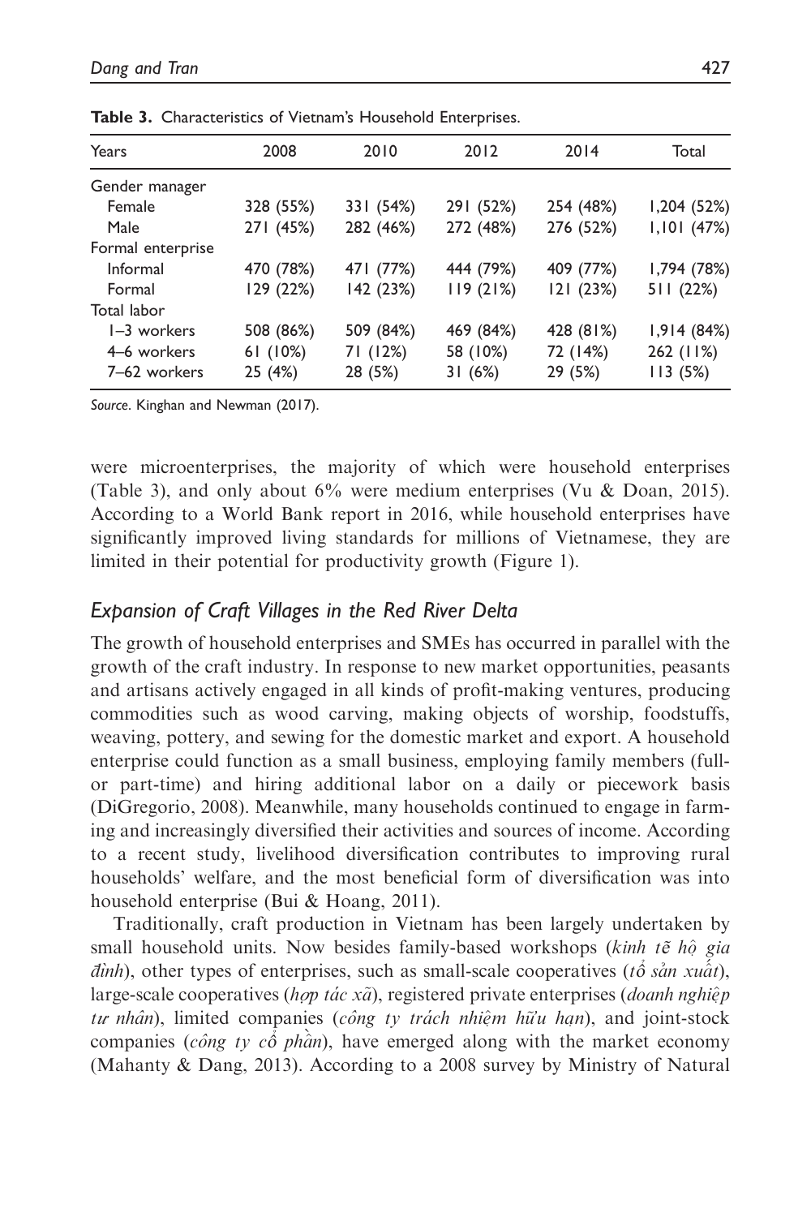**Table 3.** Characteristics of Vietnam's Household Enterprises.

| Years | 2008 | 2010 | 2012 | 2014 | Total |
|---|---|---|---|---|---|
| Gender manager | | | | | |
| Female | 328 (55%) | 331 (54%) | 291 (52%) | 254 (48%) | 1,204 (52%) |
| Male | 271 (45%) | 282 (46%) | 272 (48%) | 276 (52%) | 1,101 (47%) |
| Formal enterprise | | | | | |
| Informal | 470 (78%) | 471 (77%) | 444 (79%) | 409 (77%) | 1,794 (78%) |
| Formal | 129 (22%) | 142 (23%) | 119 (21%) | 121 (23%) | 511 (22%) |
| Total labor | | | | | |
| 1–3 workers | 508 (86%) | 509 (84%) | 469 (84%) | 428 (81%) | 1,914 (84%) |
| 4–6 workers | 61 (10%) | 71 (12%) | 58 (10%) | 72 (14%) | 262 (11%) |
| 7–62 workers | 25 (4%) | 28 (5%) | 31 (6%) | 29 (5%) | 113 (5%) |

*Source.* Kinghan and Newman (2017).

were microenterprises, the majority of which were household enterprises (Table 3), and only about 6% were medium enterprises (Vu & Doan, 2015). According to a World Bank report in 2016, while household enterprises have significantly improved living standards for millions of Vietnamese, they are limited in their potential for productivity growth (Figure 1).

### *Expansion of Craft Villages in the Red River Delta*

The growth of household enterprises and SMEs has occurred in parallel with the growth of the craft industry. In response to new market opportunities, peasants and artisans actively engaged in all kinds of profit-making ventures, producing commodities such as wood carving, making objects of worship, foodstuffs, weaving, pottery, and sewing for the domestic market and export. A household enterprise could function as a small business, employing family members (full- or part-time) and hiring additional labor on a daily or piecework basis (DiGregorio, 2008). Meanwhile, many households continued to engage in farming and increasingly diversified their activities and sources of income. According to a recent study, livelihood diversification contributes to improving rural households' welfare, and the most beneficial form of diversification was into household enterprise (Bui & Hoang, 2011).

Traditionally, craft production in Vietnam has been largely undertaken by small household units. Now besides family-based workshops (*kinh tế hộ gia đình*), other types of enterprises, such as small-scale cooperatives (*tổ sản xuất*), large-scale cooperatives (*hợp tác xã*), registered private enterprises (*doanh nghiệp tư nhân*), limited companies (*công ty trách nhiệm hữu hạn*), and joint-stock companies (*công ty cổ phần*), have emerged along with the market economy (Mahanty & Dang, 2013). According to a 2008 survey by Ministry of Natural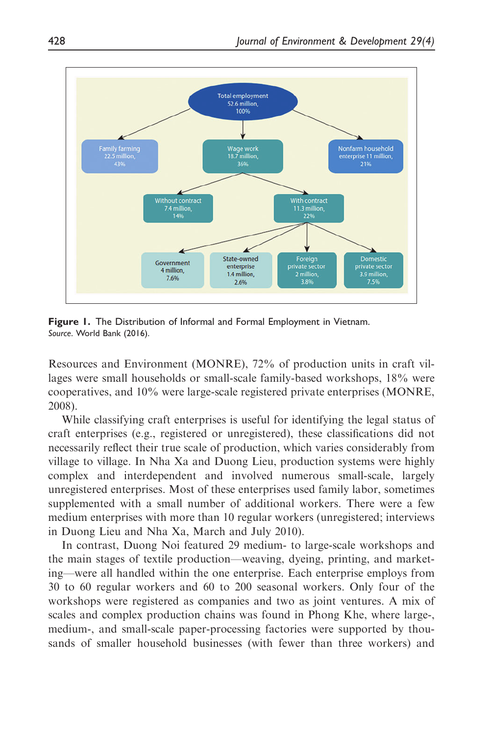**Figure 1.** The Distribution of Informal and Formal Employment in Vietnam.
*Source.* World Bank (2016).

Resources and Environment (MONRE), 72% of production units in craft villages were small households or small-scale family-based workshops, 18% were cooperatives, and 10% were large-scale registered private enterprises (MONRE, 2008).

While classifying craft enterprises is useful for identifying the legal status of craft enterprises (e.g., registered or unregistered), these classifications did not necessarily reflect their true scale of production, which varies considerably from village to village. In Nha Xa and Duong Lieu, production systems were highly complex and interdependent and involved numerous small-scale, largely unregistered enterprises. Most of these enterprises used family labor, sometimes supplemented with a small number of additional workers. There were a few medium enterprises with more than 10 regular workers (unregistered; interviews in Duong Lieu and Nha Xa, March and July 2010).

In contrast, Duong Noi featured 29 medium- to large-scale workshops and the main stages of textile production—weaving, dyeing, printing, and marketing—were all handled within the one enterprise. Each enterprise employs from 30 to 60 regular workers and 60 to 200 seasonal workers. Only four of the workshops were registered as companies and two as joint ventures. A mix of scales and complex production chains was found in Phong Khe, where large-, medium-, and small-scale paper-processing factories were supported by thousands of smaller household businesses (with fewer than three workers) and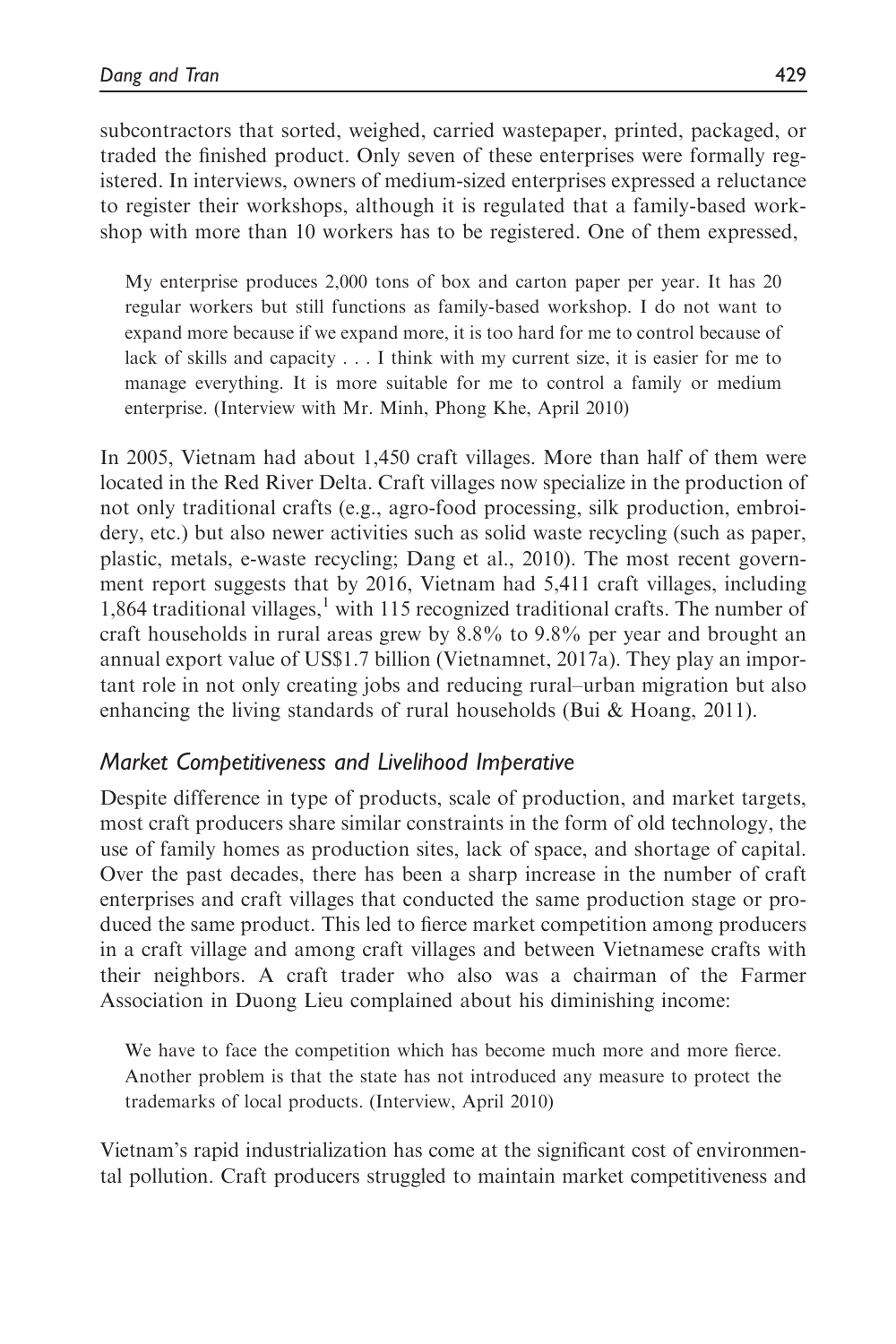subcontractors that sorted, weighed, carried wastepaper, printed, packaged, or traded the finished product. Only seven of these enterprises were formally registered. In interviews, owners of medium-sized enterprises expressed a reluctance to register their workshops, although it is regulated that a family-based workshop with more than 10 workers has to be registered. One of them expressed,

> My enterprise produces 2,000 tons of box and carton paper per year. It has 20 regular workers but still functions as family-based workshop. I do not want to expand more because if we expand more, it is too hard for me to control because of lack of skills and capacity . . . I think with my current size, it is easier for me to manage everything. It is more suitable for me to control a family or medium enterprise. (Interview with Mr. Minh, Phong Khe, April 2010)

In 2005, Vietnam had about 1,450 craft villages. More than half of them were located in the Red River Delta. Craft villages now specialize in the production of not only traditional crafts (e.g., agro-food processing, silk production, embroidery, etc.) but also newer activities such as solid waste recycling (such as paper, plastic, metals, e-waste recycling; Dang et al., 2010). The most recent government report suggests that by 2016, Vietnam had 5,411 craft villages, including 1,864 traditional villages,[1] with 115 recognized traditional crafts. The number of craft households in rural areas grew by 8.8% to 9.8% per year and brought an annual export value of US$1.7 billion (Vietnamnet, 2017a). They play an important role in not only creating jobs and reducing rural–urban migration but also enhancing the living standards of rural households (Bui & Hoang, 2011).

## *Market Competitiveness and Livelihood Imperative*

Despite difference in type of products, scale of production, and market targets, most craft producers share similar constraints in the form of old technology, the use of family homes as production sites, lack of space, and shortage of capital. Over the past decades, there has been a sharp increase in the number of craft enterprises and craft villages that conducted the same production stage or produced the same product. This led to fierce market competition among producers in a craft village and among craft villages and between Vietnamese crafts with their neighbors. A craft trader who also was a chairman of the Farmer Association in Duong Lieu complained about his diminishing income:

> We have to face the competition which has become much more and more fierce. Another problem is that the state has not introduced any measure to protect the trademarks of local products. (Interview, April 2010)

Vietnam's rapid industrialization has come at the significant cost of environmental pollution. Craft producers struggled to maintain market competitiveness and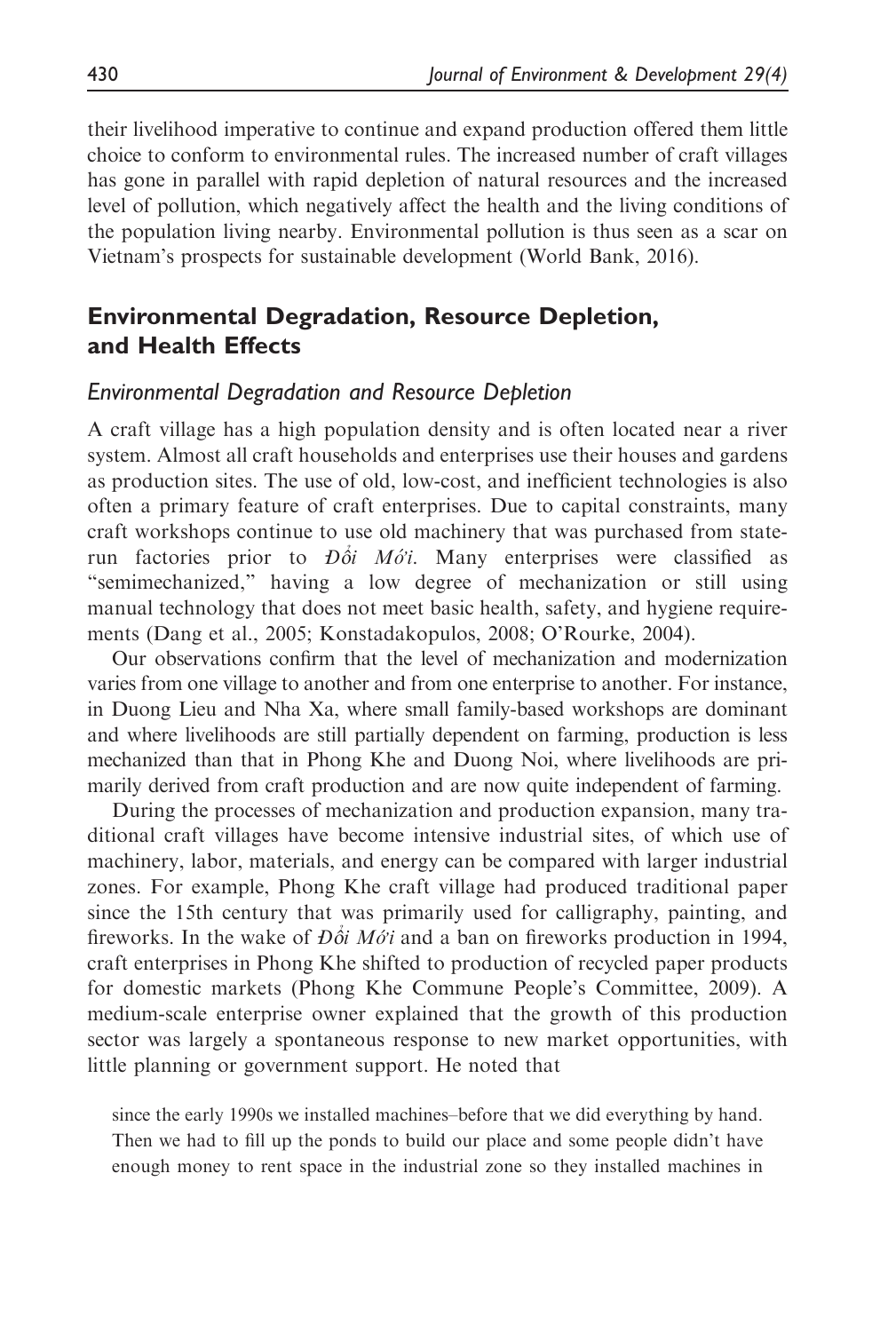their livelihood imperative to continue and expand production offered them little choice to conform to environmental rules. The increased number of craft villages has gone in parallel with rapid depletion of natural resources and the increased level of pollution, which negatively affect the health and the living conditions of the population living nearby. Environmental pollution is thus seen as a scar on Vietnam's prospects for sustainable development (World Bank, 2016).

## Environmental Degradation, Resource Depletion, and Health Effects

### *Environmental Degradation and Resource Depletion*

A craft village has a high population density and is often located near a river system. Almost all craft households and enterprises use their houses and gardens as production sites. The use of old, low-cost, and inefficient technologies is also often a primary feature of craft enterprises. Due to capital constraints, many craft workshops continue to use old machinery that was purchased from state-run factories prior to *Đổi Mới*. Many enterprises were classified as "semimechanized," having a low degree of mechanization or still using manual technology that does not meet basic health, safety, and hygiene requirements (Dang et al., 2005; Konstadakopulos, 2008; O'Rourke, 2004).

Our observations confirm that the level of mechanization and modernization varies from one village to another and from one enterprise to another. For instance, in Duong Lieu and Nha Xa, where small family-based workshops are dominant and where livelihoods are still partially dependent on farming, production is less mechanized than that in Phong Khe and Duong Noi, where livelihoods are primarily derived from craft production and are now quite independent of farming.

During the processes of mechanization and production expansion, many traditional craft villages have become intensive industrial sites, of which use of machinery, labor, materials, and energy can be compared with larger industrial zones. For example, Phong Khe craft village had produced traditional paper since the 15th century that was primarily used for calligraphy, painting, and fireworks. In the wake of *Đổi Mới* and a ban on fireworks production in 1994, craft enterprises in Phong Khe shifted to production of recycled paper products for domestic markets (Phong Khe Commune People's Committee, 2009). A medium-scale enterprise owner explained that the growth of this production sector was largely a spontaneous response to new market opportunities, with little planning or government support. He noted that

> since the early 1990s we installed machines–before that we did everything by hand. Then we had to fill up the ponds to build our place and some people didn't have enough money to rent space in the industrial zone so they installed machines in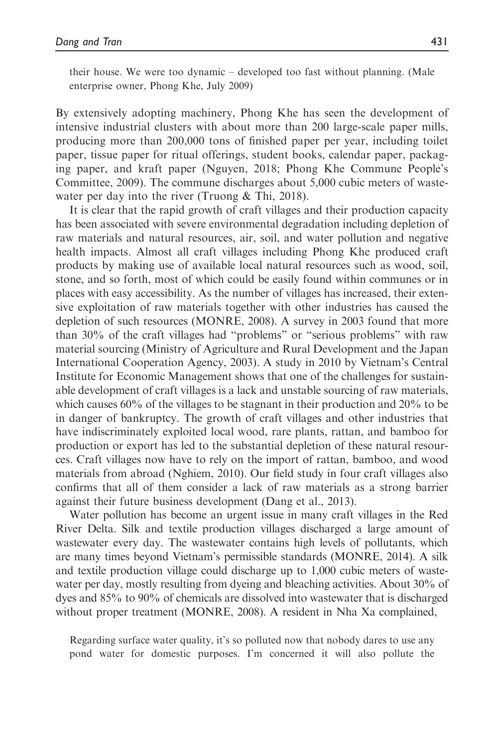> their house. We were too dynamic – developed too fast without planning. (Male enterprise owner, Phong Khe, July 2009)

By extensively adopting machinery, Phong Khe has seen the development of intensive industrial clusters with about more than 200 large-scale paper mills, producing more than 200,000 tons of finished paper per year, including toilet paper, tissue paper for ritual offerings, student books, calendar paper, packaging paper, and kraft paper (Nguyen, 2018; Phong Khe Commune People's Committee, 2009). The commune discharges about 5,000 cubic meters of wastewater per day into the river (Truong & Thi, 2018).

It is clear that the rapid growth of craft villages and their production capacity has been associated with severe environmental degradation including depletion of raw materials and natural resources, air, soil, and water pollution and negative health impacts. Almost all craft villages including Phong Khe produced craft products by making use of available local natural resources such as wood, soil, stone, and so forth, most of which could be easily found within communes or in places with easy accessibility. As the number of villages has increased, their extensive exploitation of raw materials together with other industries has caused the depletion of such resources (MONRE, 2008). A survey in 2003 found that more than 30% of the craft villages had "problems" or "serious problems" with raw material sourcing (Ministry of Agriculture and Rural Development and the Japan International Cooperation Agency, 2003). A study in 2010 by Vietnam's Central Institute for Economic Management shows that one of the challenges for sustainable development of craft villages is a lack and unstable sourcing of raw materials, which causes 60% of the villages to be stagnant in their production and 20% to be in danger of bankruptcy. The growth of craft villages and other industries that have indiscriminately exploited local wood, rare plants, rattan, and bamboo for production or export has led to the substantial depletion of these natural resources. Craft villages now have to rely on the import of rattan, bamboo, and wood materials from abroad (Nghiem, 2010). Our field study in four craft villages also confirms that all of them consider a lack of raw materials as a strong barrier against their future business development (Dang et al., 2013).

Water pollution has become an urgent issue in many craft villages in the Red River Delta. Silk and textile production villages discharged a large amount of wastewater every day. The wastewater contains high levels of pollutants, which are many times beyond Vietnam's permissible standards (MONRE, 2014). A silk and textile production village could discharge up to 1,000 cubic meters of wastewater per day, mostly resulting from dyeing and bleaching activities. About 30% of dyes and 85% to 90% of chemicals are dissolved into wastewater that is discharged without proper treatment (MONRE, 2008). A resident in Nha Xa complained,

> Regarding surface water quality, it's so polluted now that nobody dares to use any pond water for domestic purposes. I'm concerned it will also pollute the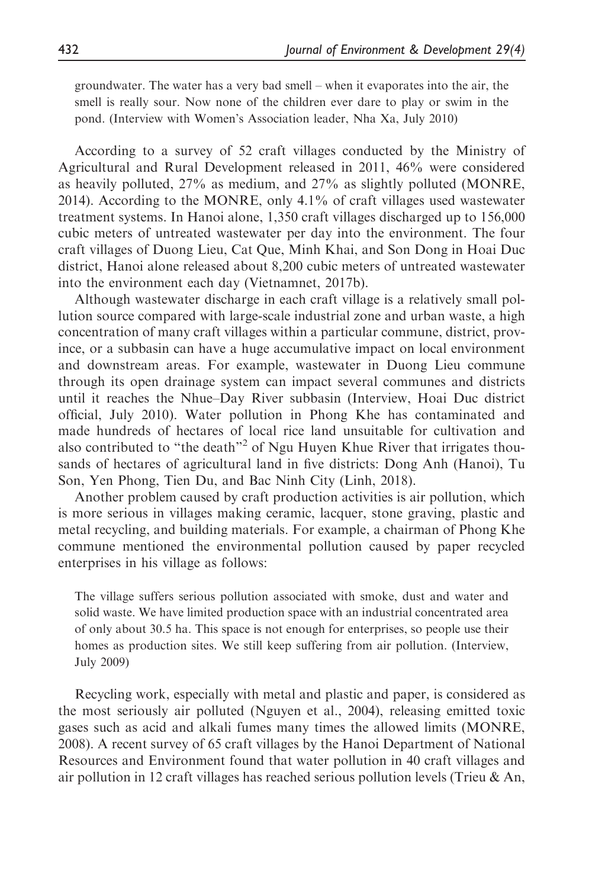groundwater. The water has a very bad smell – when it evaporates into the air, the smell is really sour. Now none of the children ever dare to play or swim in the pond. (Interview with Women's Association leader, Nha Xa, July 2010)

According to a survey of 52 craft villages conducted by the Ministry of Agricultural and Rural Development released in 2011, 46% were considered as heavily polluted, 27% as medium, and 27% as slightly polluted (MONRE, 2014). According to the MONRE, only 4.1% of craft villages used wastewater treatment systems. In Hanoi alone, 1,350 craft villages discharged up to 156,000 cubic meters of untreated wastewater per day into the environment. The four craft villages of Duong Lieu, Cat Que, Minh Khai, and Son Dong in Hoai Duc district, Hanoi alone released about 8,200 cubic meters of untreated wastewater into the environment each day (Vietnamnet, 2017b).

Although wastewater discharge in each craft village is a relatively small pollution source compared with large-scale industrial zone and urban waste, a high concentration of many craft villages within a particular commune, district, province, or a subbasin can have a huge accumulative impact on local environment and downstream areas. For example, wastewater in Duong Lieu commune through its open drainage system can impact several communes and districts until it reaches the Nhue–Day River subbasin (Interview, Hoai Duc district official, July 2010). Water pollution in Phong Khe has contaminated and made hundreds of hectares of local rice land unsuitable for cultivation and also contributed to "the death"[2] of Ngu Huyen Khue River that irrigates thousands of hectares of agricultural land in five districts: Dong Anh (Hanoi), Tu Son, Yen Phong, Tien Du, and Bac Ninh City (Linh, 2018).

Another problem caused by craft production activities is air pollution, which is more serious in villages making ceramic, lacquer, stone graving, plastic and metal recycling, and building materials. For example, a chairman of Phong Khe commune mentioned the environmental pollution caused by paper recycled enterprises in his village as follows:

The village suffers serious pollution associated with smoke, dust and water and solid waste. We have limited production space with an industrial concentrated area of only about 30.5 ha. This space is not enough for enterprises, so people use their homes as production sites. We still keep suffering from air pollution. (Interview, July 2009)

Recycling work, especially with metal and plastic and paper, is considered as the most seriously air polluted (Nguyen et al., 2004), releasing emitted toxic gases such as acid and alkali fumes many times the allowed limits (MONRE, 2008). A recent survey of 65 craft villages by the Hanoi Department of National Resources and Environment found that water pollution in 40 craft villages and air pollution in 12 craft villages has reached serious pollution levels (Trieu & An,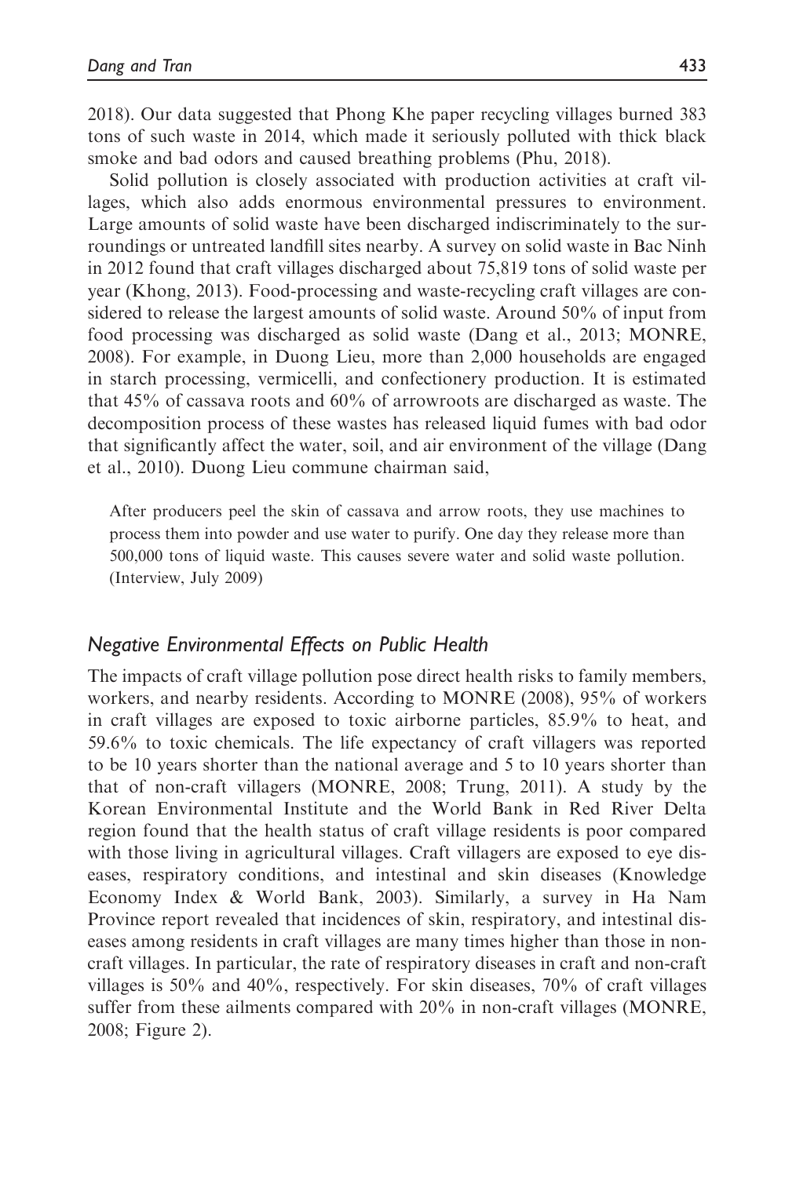2018). Our data suggested that Phong Khe paper recycling villages burned 383 tons of such waste in 2014, which made it seriously polluted with thick black smoke and bad odors and caused breathing problems (Phu, 2018).

Solid pollution is closely associated with production activities at craft villages, which also adds enormous environmental pressures to environment. Large amounts of solid waste have been discharged indiscriminately to the surroundings or untreated landfill sites nearby. A survey on solid waste in Bac Ninh in 2012 found that craft villages discharged about 75,819 tons of solid waste per year (Khong, 2013). Food-processing and waste-recycling craft villages are considered to release the largest amounts of solid waste. Around 50% of input from food processing was discharged as solid waste (Dang et al., 2013; MONRE, 2008). For example, in Duong Lieu, more than 2,000 households are engaged in starch processing, vermicelli, and confectionery production. It is estimated that 45% of cassava roots and 60% of arrowroots are discharged as waste. The decomposition process of these wastes has released liquid fumes with bad odor that significantly affect the water, soil, and air environment of the village (Dang et al., 2010). Duong Lieu commune chairman said,

> After producers peel the skin of cassava and arrow roots, they use machines to process them into powder and use water to purify. One day they release more than 500,000 tons of liquid waste. This causes severe water and solid waste pollution. (Interview, July 2009)

## *Negative Environmental Effects on Public Health*

The impacts of craft village pollution pose direct health risks to family members, workers, and nearby residents. According to MONRE (2008), 95% of workers in craft villages are exposed to toxic airborne particles, 85.9% to heat, and 59.6% to toxic chemicals. The life expectancy of craft villagers was reported to be 10 years shorter than the national average and 5 to 10 years shorter than that of non-craft villagers (MONRE, 2008; Trung, 2011). A study by the Korean Environmental Institute and the World Bank in Red River Delta region found that the health status of craft village residents is poor compared with those living in agricultural villages. Craft villagers are exposed to eye diseases, respiratory conditions, and intestinal and skin diseases (Knowledge Economy Index & World Bank, 2003). Similarly, a survey in Ha Nam Province report revealed that incidences of skin, respiratory, and intestinal diseases among residents in craft villages are many times higher than those in non-craft villages. In particular, the rate of respiratory diseases in craft and non-craft villages is 50% and 40%, respectively. For skin diseases, 70% of craft villages suffer from these ailments compared with 20% in non-craft villages (MONRE, 2008; Figure 2).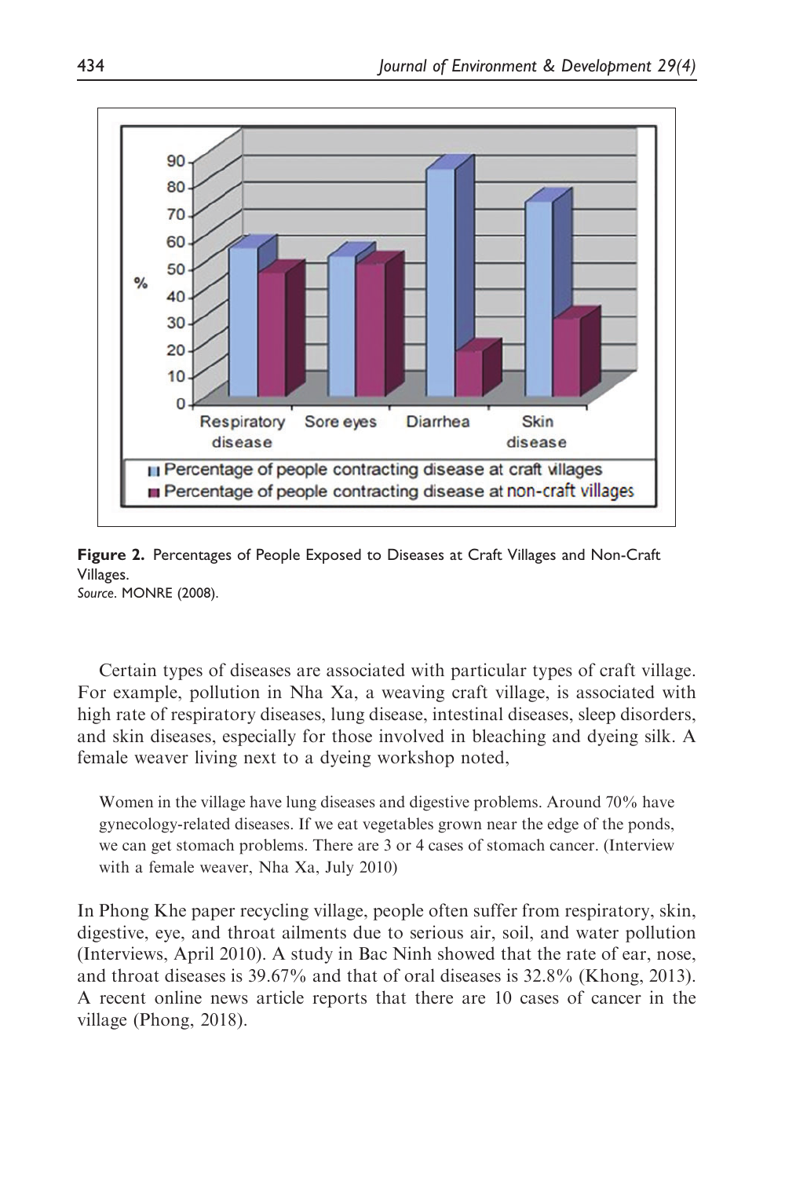**Figure 2.** Percentages of People Exposed to Diseases at Craft Villages and Non-Craft Villages.
*Source.* MONRE (2008).

Certain types of diseases are associated with particular types of craft village. For example, pollution in Nha Xa, a weaving craft village, is associated with high rate of respiratory diseases, lung disease, intestinal diseases, sleep disorders, and skin diseases, especially for those involved in bleaching and dyeing silk. A female weaver living next to a dyeing workshop noted,

> Women in the village have lung diseases and digestive problems. Around 70% have gynecology-related diseases. If we eat vegetables grown near the edge of the ponds, we can get stomach problems. There are 3 or 4 cases of stomach cancer. (Interview with a female weaver, Nha Xa, July 2010)

In Phong Khe paper recycling village, people often suffer from respiratory, skin, digestive, eye, and throat ailments due to serious air, soil, and water pollution (Interviews, April 2010). A study in Bac Ninh showed that the rate of ear, nose, and throat diseases is 39.67% and that of oral diseases is 32.8% (Khong, 2013). A recent online news article reports that there are 10 cases of cancer in the village (Phong, 2018).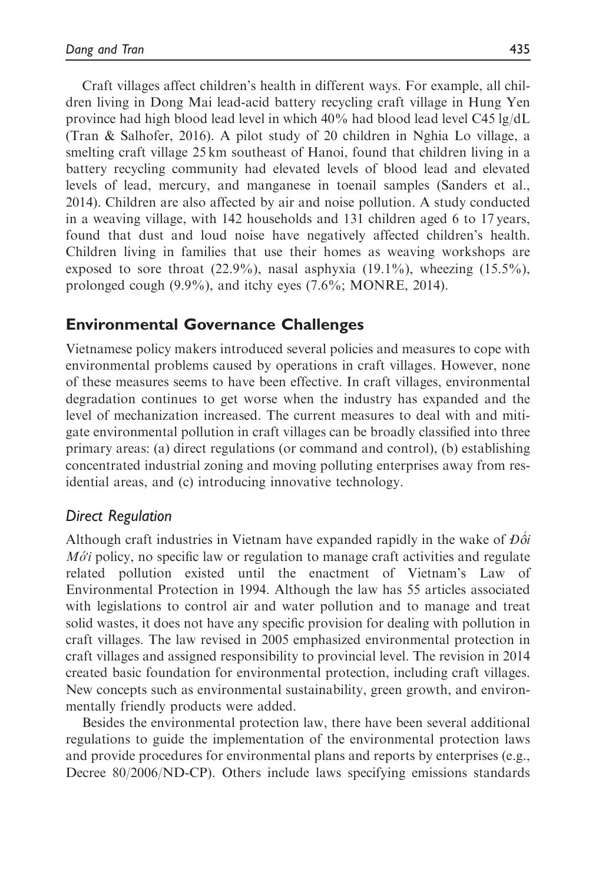Craft villages affect children's health in different ways. For example, all children living in Dong Mai lead-acid battery recycling craft village in Hung Yen province had high blood lead level in which 40% had blood lead level C45 lg/dL (Tran & Salhofer, 2016). A pilot study of 20 children in Nghia Lo village, a smelting craft village 25 km southeast of Hanoi, found that children living in a battery recycling community had elevated levels of blood lead and elevated levels of lead, mercury, and manganese in toenail samples (Sanders et al., 2014). Children are also affected by air and noise pollution. A study conducted in a weaving village, with 142 households and 131 children aged 6 to 17 years, found that dust and loud noise have negatively affected children's health. Children living in families that use their homes as weaving workshops are exposed to sore throat (22.9%), nasal asphyxia (19.1%), wheezing (15.5%), prolonged cough (9.9%), and itchy eyes (7.6%; MONRE, 2014).

## Environmental Governance Challenges

Vietnamese policy makers introduced several policies and measures to cope with environmental problems caused by operations in craft villages. However, none of these measures seems to have been effective. In craft villages, environmental degradation continues to get worse when the industry has expanded and the level of mechanization increased. The current measures to deal with and mitigate environmental pollution in craft villages can be broadly classified into three primary areas: (a) direct regulations (or command and control), (b) establishing concentrated industrial zoning and moving polluting enterprises away from residential areas, and (c) introducing innovative technology.

### *Direct Regulation*

Although craft industries in Vietnam have expanded rapidly in the wake of *Đổi Mới* policy, no specific law or regulation to manage craft activities and regulate related pollution existed until the enactment of Vietnam's Law of Environmental Protection in 1994. Although the law has 55 articles associated with legislations to control air and water pollution and to manage and treat solid wastes, it does not have any specific provision for dealing with pollution in craft villages. The law revised in 2005 emphasized environmental protection in craft villages and assigned responsibility to provincial level. The revision in 2014 created basic foundation for environmental protection, including craft villages. New concepts such as environmental sustainability, green growth, and environmentally friendly products were added.

Besides the environmental protection law, there have been several additional regulations to guide the implementation of the environmental protection laws and provide procedures for environmental plans and reports by enterprises (e.g., Decree 80/2006/ND-CP). Others include laws specifying emissions standards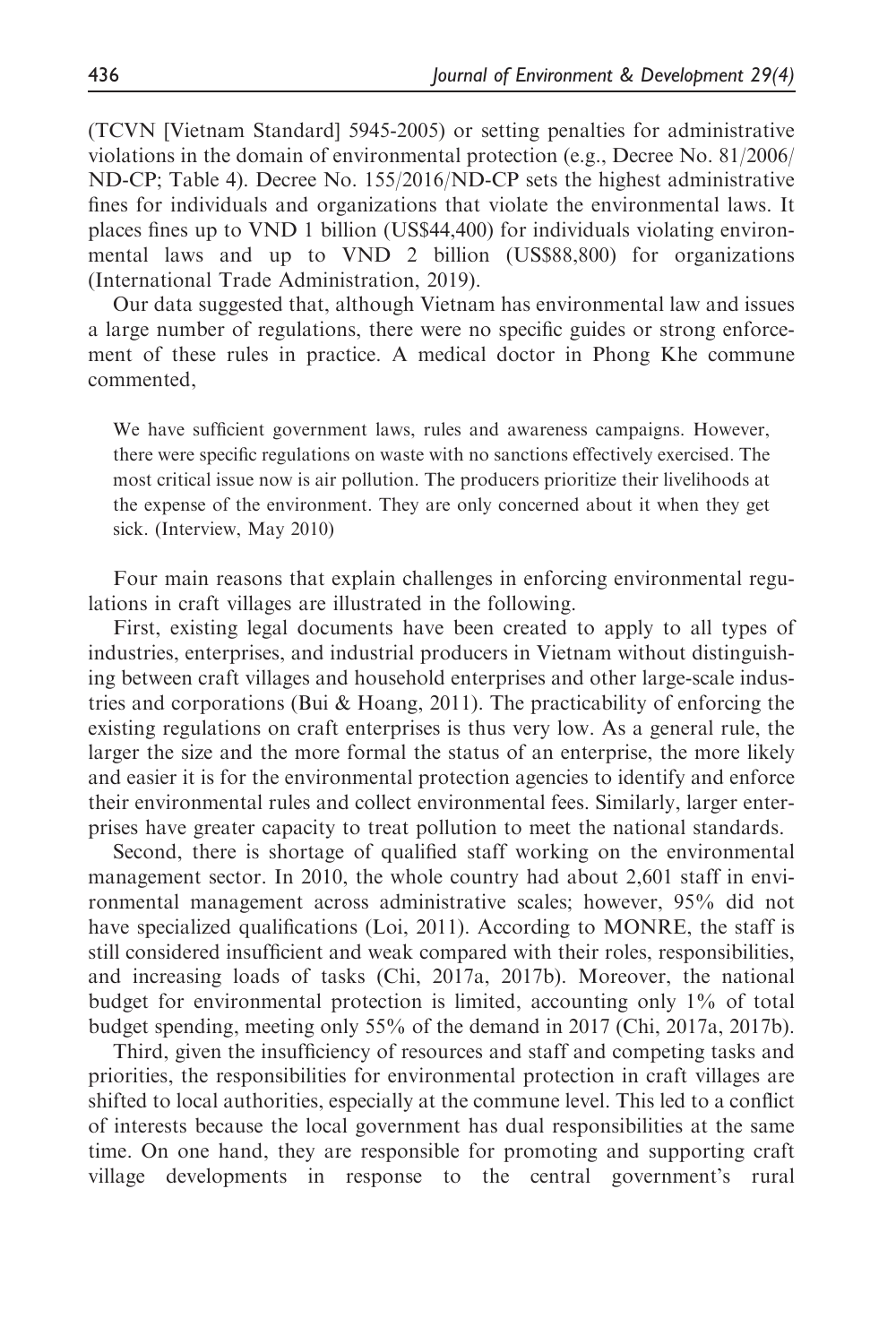(TCVN [Vietnam Standard] 5945-2005) or setting penalties for administrative violations in the domain of environmental protection (e.g., Decree No. 81/2006/ND-CP; Table 4). Decree No. 155/2016/ND-CP sets the highest administrative fines for individuals and organizations that violate the environmental laws. It places fines up to VND 1 billion (US$44,400) for individuals violating environmental laws and up to VND 2 billion (US$88,800) for organizations (International Trade Administration, 2019).

Our data suggested that, although Vietnam has environmental law and issues a large number of regulations, there were no specific guides or strong enforcement of these rules in practice. A medical doctor in Phong Khe commune commented,

> We have sufficient government laws, rules and awareness campaigns. However, there were specific regulations on waste with no sanctions effectively exercised. The most critical issue now is air pollution. The producers prioritize their livelihoods at the expense of the environment. They are only concerned about it when they get sick. (Interview, May 2010)

Four main reasons that explain challenges in enforcing environmental regulations in craft villages are illustrated in the following.

First, existing legal documents have been created to apply to all types of industries, enterprises, and industrial producers in Vietnam without distinguishing between craft villages and household enterprises and other large-scale industries and corporations (Bui & Hoang, 2011). The practicability of enforcing the existing regulations on craft enterprises is thus very low. As a general rule, the larger the size and the more formal the status of an enterprise, the more likely and easier it is for the environmental protection agencies to identify and enforce their environmental rules and collect environmental fees. Similarly, larger enterprises have greater capacity to treat pollution to meet the national standards.

Second, there is shortage of qualified staff working on the environmental management sector. In 2010, the whole country had about 2,601 staff in environmental management across administrative scales; however, 95% did not have specialized qualifications (Loi, 2011). According to MONRE, the staff is still considered insufficient and weak compared with their roles, responsibilities, and increasing loads of tasks (Chi, 2017a, 2017b). Moreover, the national budget for environmental protection is limited, accounting only 1% of total budget spending, meeting only 55% of the demand in 2017 (Chi, 2017a, 2017b).

Third, given the insufficiency of resources and staff and competing tasks and priorities, the responsibilities for environmental protection in craft villages are shifted to local authorities, especially at the commune level. This led to a conflict of interests because the local government has dual responsibilities at the same time. On one hand, they are responsible for promoting and supporting craft village developments in response to the central government's rural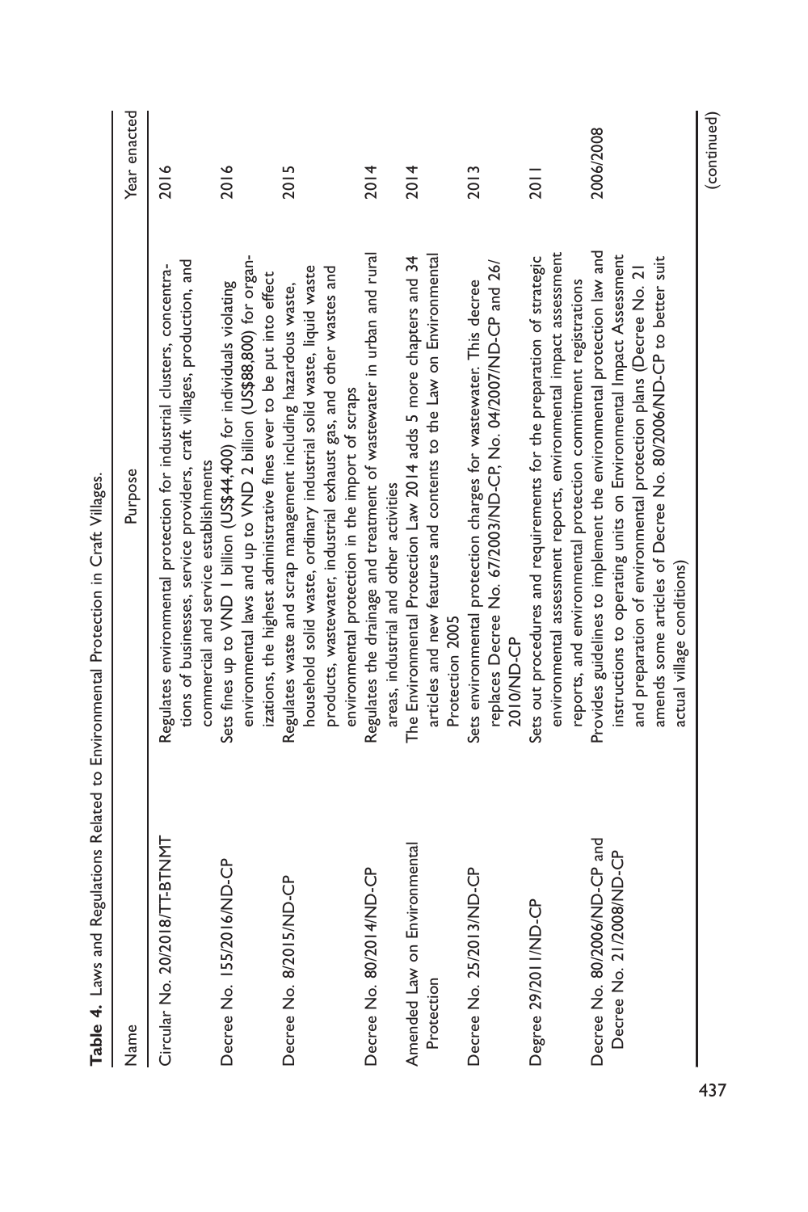**Table 4.** Laws and Regulations Related to Environmental Protection in Craft Villages.

| Name | Purpose | Year enacted |
|---|---|---|
| Circular No. 20/2018/TT-BTNMT | Regulates environmental protection for industrial clusters, concentrations of businesses, service providers, craft villages, production, and commercial and service establishments | 2016 |
| Decree No. 155/2016/ND-CP | Sets fines up to VND 1 billion (US$44,400) for individuals violating environmental laws and up to VND 2 billion (US$88,800) for organizations, the highest administrative fines ever to be put into effect | 2016 |
| Decree No. 8/2015/ND-CP | Regulates waste and scrap management including hazardous waste, household solid waste, ordinary industrial solid waste, liquid waste products, wastewater, industrial exhaust gas, and other wastes and environmental protection in the import of scraps | 2015 |
| Decree No. 80/2014/ND-CP | Regulates the drainage and treatment of wastewater in urban and rural areas, industrial and other activities | 2014 |
| Amended Law on Environmental Protection | The Environmental Protection Law 2014 adds 5 more chapters and 34 articles and new features and contents to the Law on Environmental Protection 2005 | 2014 |
| Decree No. 25/2013/ND-CP | Sets environmental protection charges for wastewater. This decree replaces Decree No. 67/2003/ND-CP, No. 04/2007/ND-CP and 26/2010/ND-CP | 2013 |
| Degree 29/2011/ND-CP | Sets out procedures and requirements for the preparation of strategic environmental assessment reports, environmental impact assessment reports, and environmental protection commitment registrations | 2011 |
| Decree No. 80/2006/ND-CP and Decree No. 21/2008/ND-CP | Provides guidelines to implement the environmental protection law and instructions to operating units on Environmental Impact Assessment and preparation of environmental protection plans (Decree No. 21 amends some articles of Decree No. 80/2006/ND-CP to better suit actual village conditions) | 2006/2008 |

(continued)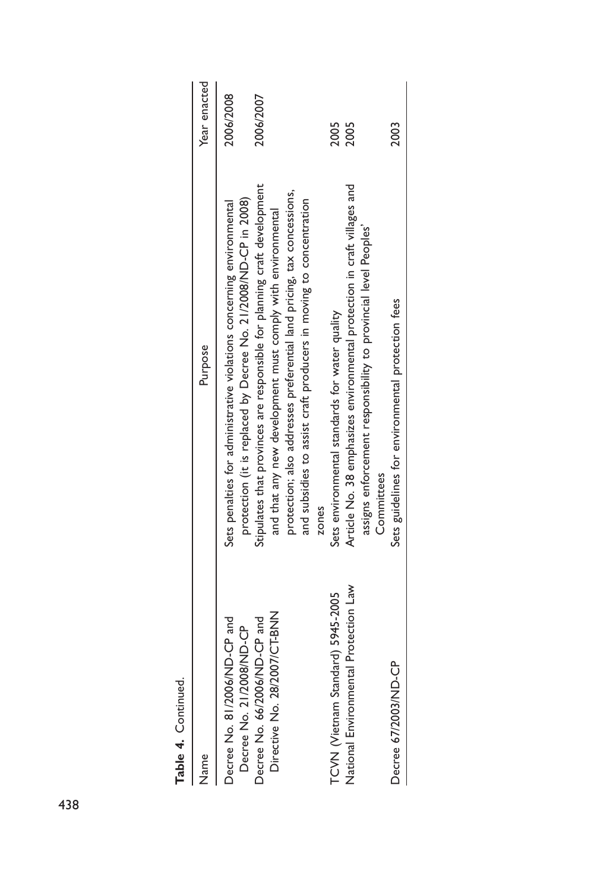**Table 4.** Continued.

| Name | Purpose | Year enacted |
|---|---|---|
| Decree No. 81/2006/ND-CP and Decree No. 21/2008/ND-CP | Sets penalties for administrative violations concerning environmental protection (it is replaced by Decree No. 21/2008/ND-CP in 2008) | 2006/2008 |
| Decree No. 66/2006/ND-CP and Directive No. 28/2007/CT-BNN | Stipulates that provinces are responsible for planning craft development and that any new development must comply with environmental protection; also addresses preferential land pricing, tax concessions, and subsidies to assist craft producers in moving to concentration zones | 2006/2007 |
| TCVN (Vietnam Standard) 5945-2005 | Sets environmental standards for water quality | 2005 |
| National Environmental Protection Law | Article No. 38 emphasizes environmental protection in craft villages and assigns enforcement responsibility to provincial level Peoples' Committees | 2005 |
| Decree 67/2003/ND-CP | Sets guidelines for environmental protection fees | 2003 |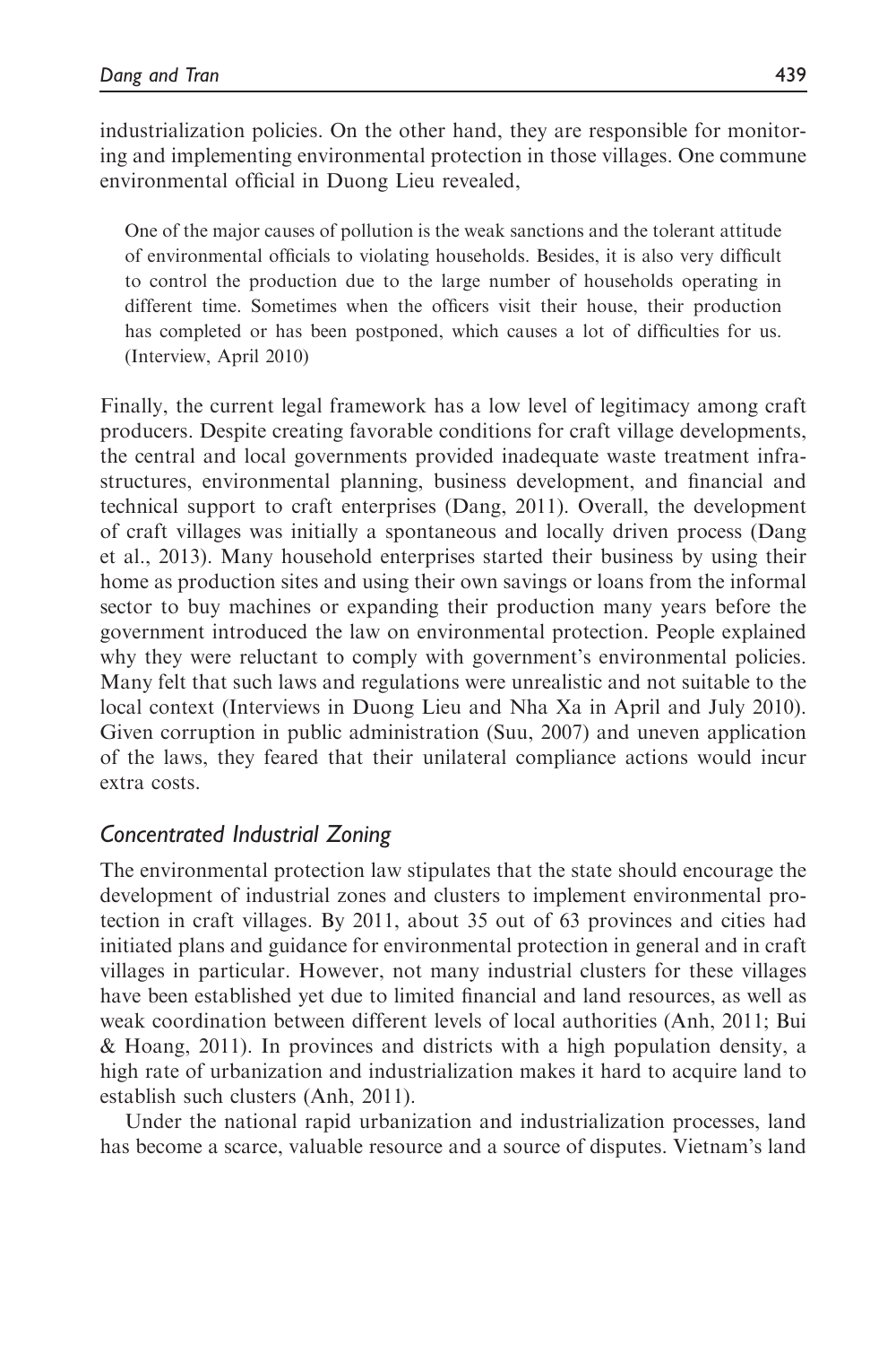industrialization policies. On the other hand, they are responsible for monitoring and implementing environmental protection in those villages. One commune environmental official in Duong Lieu revealed,

> One of the major causes of pollution is the weak sanctions and the tolerant attitude of environmental officials to violating households. Besides, it is also very difficult to control the production due to the large number of households operating in different time. Sometimes when the officers visit their house, their production has completed or has been postponed, which causes a lot of difficulties for us. (Interview, April 2010)

Finally, the current legal framework has a low level of legitimacy among craft producers. Despite creating favorable conditions for craft village developments, the central and local governments provided inadequate waste treatment infrastructures, environmental planning, business development, and financial and technical support to craft enterprises (Dang, 2011). Overall, the development of craft villages was initially a spontaneous and locally driven process (Dang et al., 2013). Many household enterprises started their business by using their home as production sites and using their own savings or loans from the informal sector to buy machines or expanding their production many years before the government introduced the law on environmental protection. People explained why they were reluctant to comply with government's environmental policies. Many felt that such laws and regulations were unrealistic and not suitable to the local context (Interviews in Duong Lieu and Nha Xa in April and July 2010). Given corruption in public administration (Suu, 2007) and uneven application of the laws, they feared that their unilateral compliance actions would incur extra costs.

## *Concentrated Industrial Zoning*

The environmental protection law stipulates that the state should encourage the development of industrial zones and clusters to implement environmental protection in craft villages. By 2011, about 35 out of 63 provinces and cities had initiated plans and guidance for environmental protection in general and in craft villages in particular. However, not many industrial clusters for these villages have been established yet due to limited financial and land resources, as well as weak coordination between different levels of local authorities (Anh, 2011; Bui & Hoang, 2011). In provinces and districts with a high population density, a high rate of urbanization and industrialization makes it hard to acquire land to establish such clusters (Anh, 2011).

Under the national rapid urbanization and industrialization processes, land has become a scarce, valuable resource and a source of disputes. Vietnam's land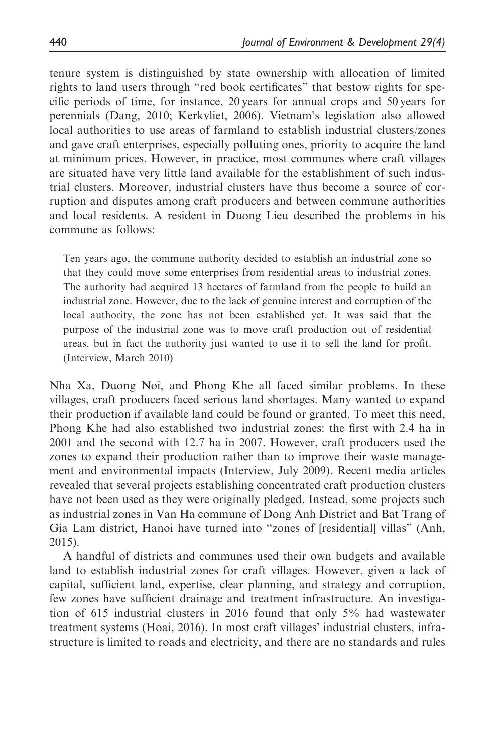tenure system is distinguished by state ownership with allocation of limited rights to land users through "red book certificates" that bestow rights for specific periods of time, for instance, 20 years for annual crops and 50 years for perennials (Dang, 2010; Kerkvliet, 2006). Vietnam's legislation also allowed local authorities to use areas of farmland to establish industrial clusters/zones and gave craft enterprises, especially polluting ones, priority to acquire the land at minimum prices. However, in practice, most communes where craft villages are situated have very little land available for the establishment of such industrial clusters. Moreover, industrial clusters have thus become a source of corruption and disputes among craft producers and between commune authorities and local residents. A resident in Duong Lieu described the problems in his commune as follows:

> Ten years ago, the commune authority decided to establish an industrial zone so that they could move some enterprises from residential areas to industrial zones. The authority had acquired 13 hectares of farmland from the people to build an industrial zone. However, due to the lack of genuine interest and corruption of the local authority, the zone has not been established yet. It was said that the purpose of the industrial zone was to move craft production out of residential areas, but in fact the authority just wanted to use it to sell the land for profit. (Interview, March 2010)

Nha Xa, Duong Noi, and Phong Khe all faced similar problems. In these villages, craft producers faced serious land shortages. Many wanted to expand their production if available land could be found or granted. To meet this need, Phong Khe had also established two industrial zones: the first with 2.4 ha in 2001 and the second with 12.7 ha in 2007. However, craft producers used the zones to expand their production rather than to improve their waste management and environmental impacts (Interview, July 2009). Recent media articles revealed that several projects establishing concentrated craft production clusters have not been used as they were originally pledged. Instead, some projects such as industrial zones in Van Ha commune of Dong Anh District and Bat Trang of Gia Lam district, Hanoi have turned into "zones of [residential] villas" (Anh, 2015).

A handful of districts and communes used their own budgets and available land to establish industrial zones for craft villages. However, given a lack of capital, sufficient land, expertise, clear planning, and strategy and corruption, few zones have sufficient drainage and treatment infrastructure. An investigation of 615 industrial clusters in 2016 found that only 5% had wastewater treatment systems (Hoai, 2016). In most craft villages' industrial clusters, infrastructure is limited to roads and electricity, and there are no standards and rules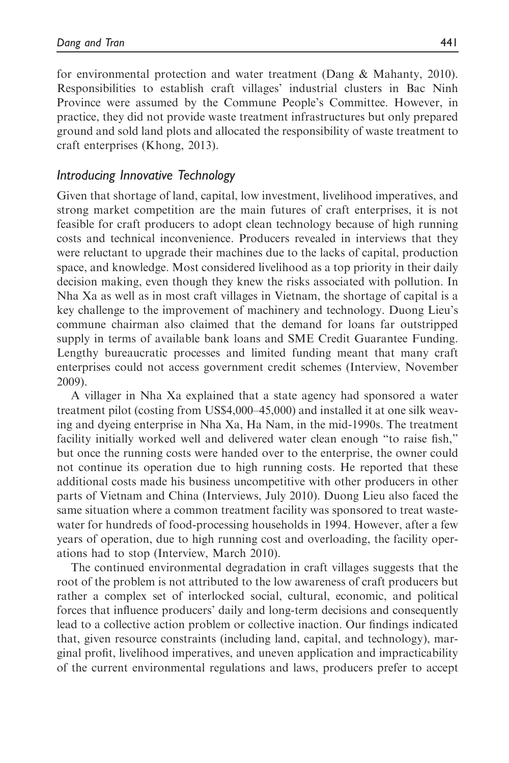for environmental protection and water treatment (Dang & Mahanty, 2010). Responsibilities to establish craft villages' industrial clusters in Bac Ninh Province were assumed by the Commune People's Committee. However, in practice, they did not provide waste treatment infrastructures but only prepared ground and sold land plots and allocated the responsibility of waste treatment to craft enterprises (Khong, 2013).

### *Introducing Innovative Technology*

Given that shortage of land, capital, low investment, livelihood imperatives, and strong market competition are the main futures of craft enterprises, it is not feasible for craft producers to adopt clean technology because of high running costs and technical inconvenience. Producers revealed in interviews that they were reluctant to upgrade their machines due to the lacks of capital, production space, and knowledge. Most considered livelihood as a top priority in their daily decision making, even though they knew the risks associated with pollution. In Nha Xa as well as in most craft villages in Vietnam, the shortage of capital is a key challenge to the improvement of machinery and technology. Duong Lieu's commune chairman also claimed that the demand for loans far outstripped supply in terms of available bank loans and SME Credit Guarantee Funding. Lengthy bureaucratic processes and limited funding meant that many craft enterprises could not access government credit schemes (Interview, November 2009).

A villager in Nha Xa explained that a state agency had sponsored a water treatment pilot (costing from US$4,000–45,000) and installed it at one silk weaving and dyeing enterprise in Nha Xa, Ha Nam, in the mid-1990s. The treatment facility initially worked well and delivered water clean enough "to raise fish," but once the running costs were handed over to the enterprise, the owner could not continue its operation due to high running costs. He reported that these additional costs made his business uncompetitive with other producers in other parts of Vietnam and China (Interviews, July 2010). Duong Lieu also faced the same situation where a common treatment facility was sponsored to treat wastewater for hundreds of food-processing households in 1994. However, after a few years of operation, due to high running cost and overloading, the facility operations had to stop (Interview, March 2010).

The continued environmental degradation in craft villages suggests that the root of the problem is not attributed to the low awareness of craft producers but rather a complex set of interlocked social, cultural, economic, and political forces that influence producers' daily and long-term decisions and consequently lead to a collective action problem or collective inaction. Our findings indicated that, given resource constraints (including land, capital, and technology), marginal profit, livelihood imperatives, and uneven application and impracticability of the current environmental regulations and laws, producers prefer to accept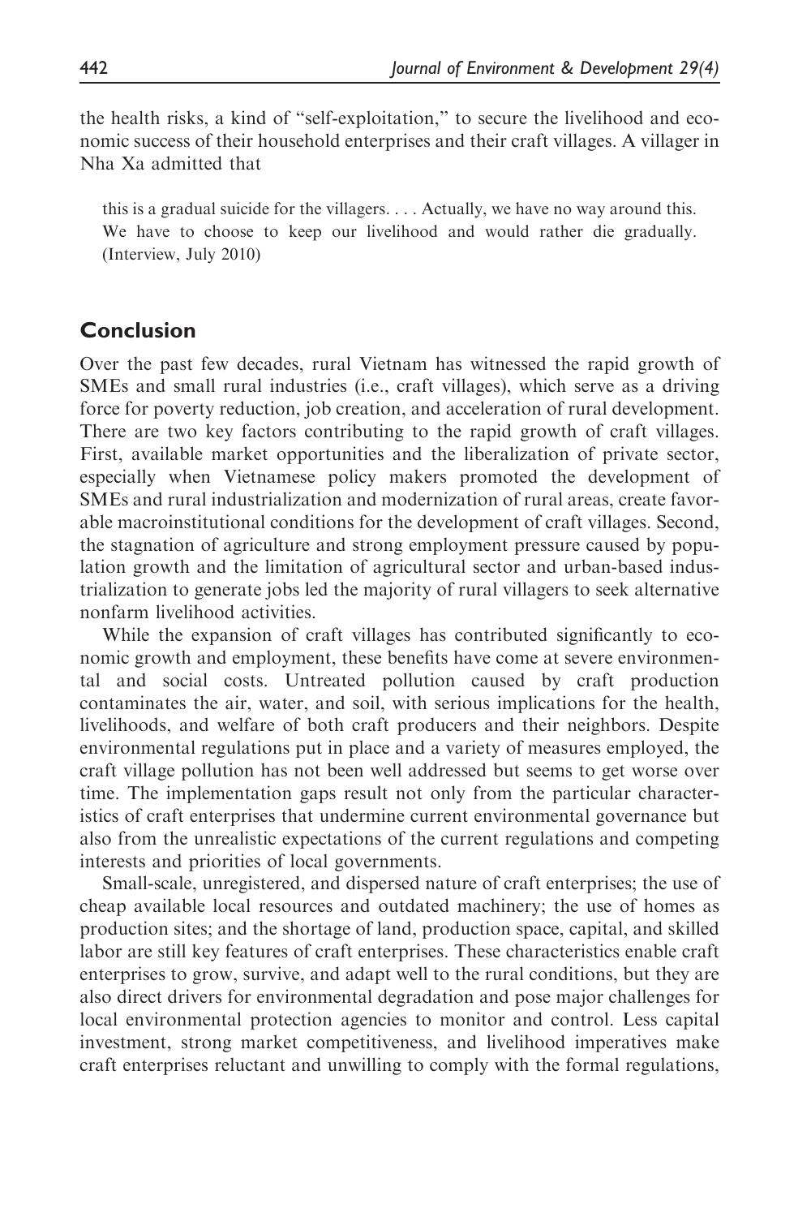the health risks, a kind of "self-exploitation," to secure the livelihood and economic success of their household enterprises and their craft villages. A villager in Nha Xa admitted that

> this is a gradual suicide for the villagers. . . . Actually, we have no way around this. We have to choose to keep our livelihood and would rather die gradually. (Interview, July 2010)

## Conclusion

Over the past few decades, rural Vietnam has witnessed the rapid growth of SMEs and small rural industries (i.e., craft villages), which serve as a driving force for poverty reduction, job creation, and acceleration of rural development. There are two key factors contributing to the rapid growth of craft villages. First, available market opportunities and the liberalization of private sector, especially when Vietnamese policy makers promoted the development of SMEs and rural industrialization and modernization of rural areas, create favorable macroinstitutional conditions for the development of craft villages. Second, the stagnation of agriculture and strong employment pressure caused by population growth and the limitation of agricultural sector and urban-based industrialization to generate jobs led the majority of rural villagers to seek alternative nonfarm livelihood activities.

While the expansion of craft villages has contributed significantly to economic growth and employment, these benefits have come at severe environmental and social costs. Untreated pollution caused by craft production contaminates the air, water, and soil, with serious implications for the health, livelihoods, and welfare of both craft producers and their neighbors. Despite environmental regulations put in place and a variety of measures employed, the craft village pollution has not been well addressed but seems to get worse over time. The implementation gaps result not only from the particular characteristics of craft enterprises that undermine current environmental governance but also from the unrealistic expectations of the current regulations and competing interests and priorities of local governments.

Small-scale, unregistered, and dispersed nature of craft enterprises; the use of cheap available local resources and outdated machinery; the use of homes as production sites; and the shortage of land, production space, capital, and skilled labor are still key features of craft enterprises. These characteristics enable craft enterprises to grow, survive, and adapt well to the rural conditions, but they are also direct drivers for environmental degradation and pose major challenges for local environmental protection agencies to monitor and control. Less capital investment, strong market competitiveness, and livelihood imperatives make craft enterprises reluctant and unwilling to comply with the formal regulations,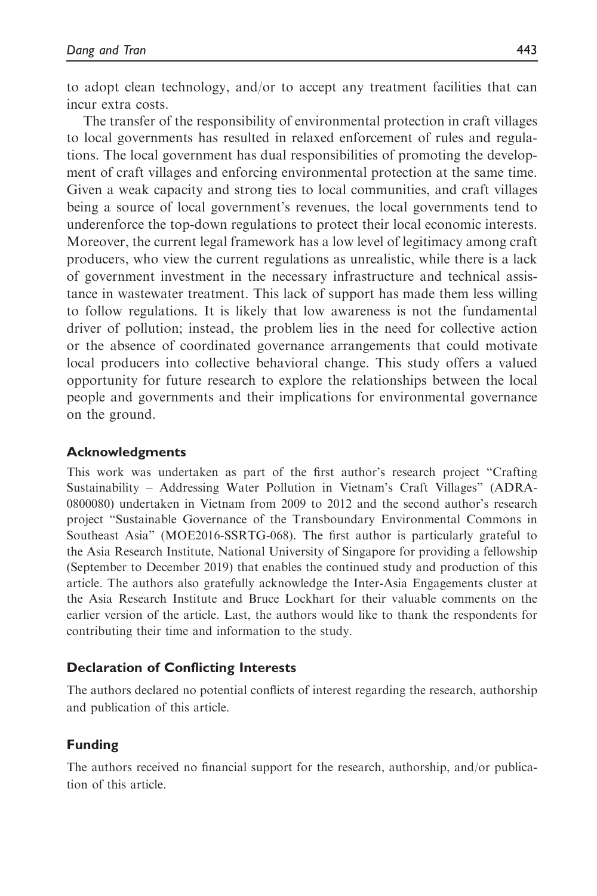to adopt clean technology, and/or to accept any treatment facilities that can incur extra costs.

The transfer of the responsibility of environmental protection in craft villages to local governments has resulted in relaxed enforcement of rules and regulations. The local government has dual responsibilities of promoting the development of craft villages and enforcing environmental protection at the same time. Given a weak capacity and strong ties to local communities, and craft villages being a source of local government's revenues, the local governments tend to underenforce the top-down regulations to protect their local economic interests. Moreover, the current legal framework has a low level of legitimacy among craft producers, who view the current regulations as unrealistic, while there is a lack of government investment in the necessary infrastructure and technical assistance in wastewater treatment. This lack of support has made them less willing to follow regulations. It is likely that low awareness is not the fundamental driver of pollution; instead, the problem lies in the need for collective action or the absence of coordinated governance arrangements that could motivate local producers into collective behavioral change. This study offers a valued opportunity for future research to explore the relationships between the local people and governments and their implications for environmental governance on the ground.

### Acknowledgments

This work was undertaken as part of the first author's research project "Crafting Sustainability – Addressing Water Pollution in Vietnam's Craft Villages" (ADRA-0800080) undertaken in Vietnam from 2009 to 2012 and the second author's research project "Sustainable Governance of the Transboundary Environmental Commons in Southeast Asia" (MOE2016-SSRTG-068). The first author is particularly grateful to the Asia Research Institute, National University of Singapore for providing a fellowship (September to December 2019) that enables the continued study and production of this article. The authors also gratefully acknowledge the Inter-Asia Engagements cluster at the Asia Research Institute and Bruce Lockhart for their valuable comments on the earlier version of the article. Last, the authors would like to thank the respondents for contributing their time and information to the study.

### Declaration of Conflicting Interests

The authors declared no potential conflicts of interest regarding the research, authorship and publication of this article.

### Funding

The authors received no financial support for the research, authorship, and/or publication of this article.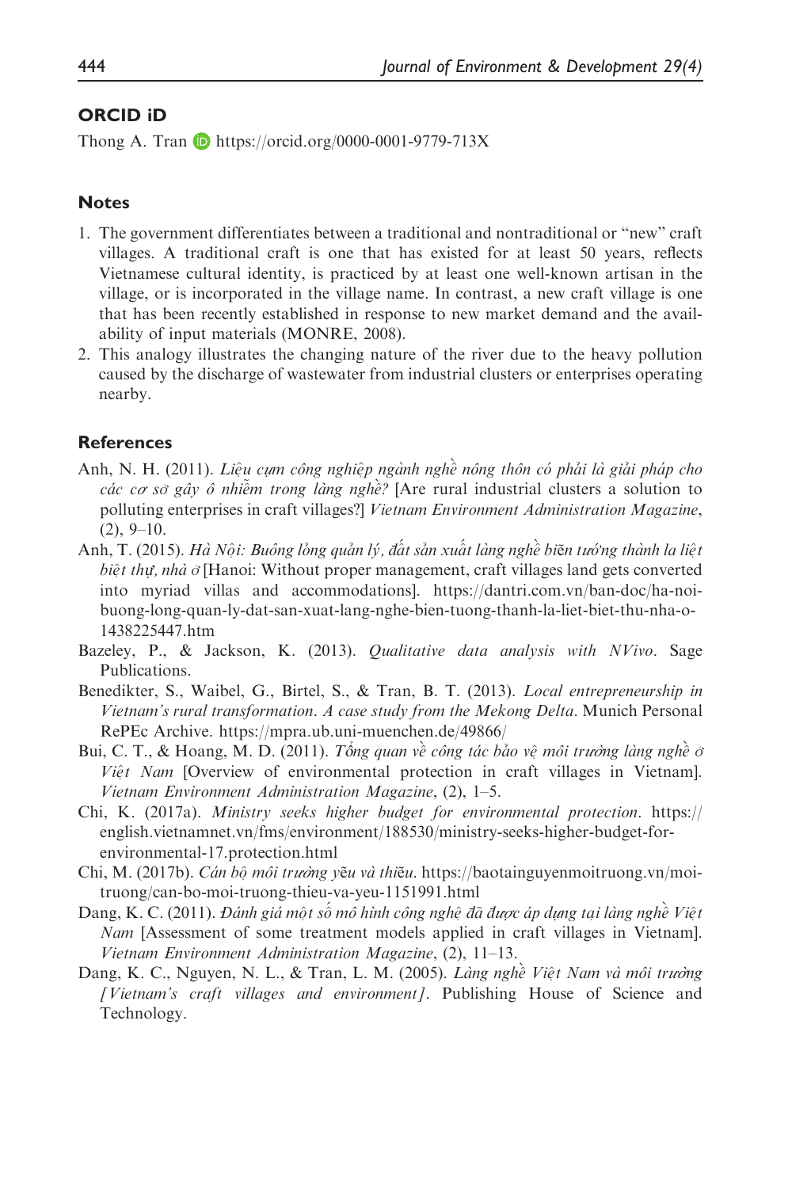## ORCID iD

Thong A. Tran https://orcid.org/0000-0001-9779-713X

## Notes

1. The government differentiates between a traditional and nontraditional or "new" craft villages. A traditional craft is one that has existed for at least 50 years, reflects Vietnamese cultural identity, is practiced by at least one well-known artisan in the village, or is incorporated in the village name. In contrast, a new craft village is one that has been recently established in response to new market demand and the availability of input materials (MONRE, 2008).
2. This analogy illustrates the changing nature of the river due to the heavy pollution caused by the discharge of wastewater from industrial clusters or enterprises operating nearby.

## References

Anh, N. H. (2011). *Liệu cụm công nghiệp ngành nghề nông thôn có phải là giải pháp cho các cơ sở gây ô nhiễm trong làng nghề?* [Are rural industrial clusters a solution to polluting enterprises in craft villages?] *Vietnam Environment Administration Magazine*, (2), 9–10.

Anh, T. (2015). *Hà Nội: Buông lỏng quản lý, đất sản xuất làng nghề biến tướng thành la liệt biệt thự, nhà ở* [Hanoi: Without proper management, craft villages land gets converted into myriad villas and accommodations]. https://dantri.com.vn/ban-doc/ha-noi-buong-long-quan-ly-dat-san-xuat-lang-nghe-bien-tuong-thanh-la-liet-biet-thu-nha-o-1438225447.htm

Bazeley, P., & Jackson, K. (2013). *Qualitative data analysis with NVivo*. Sage Publications.

Benedikter, S., Waibel, G., Birtel, S., & Tran, B. T. (2013). *Local entrepreneurship in Vietnam's rural transformation. A case study from the Mekong Delta*. Munich Personal RePEc Archive. https://mpra.ub.uni-muenchen.de/49866/

Bui, C. T., & Hoang, M. D. (2011). *Tổng quan về công tác bảo vệ môi trường làng nghề ở Việt Nam* [Overview of environmental protection in craft villages in Vietnam]. *Vietnam Environment Administration Magazine*, (2), 1–5.

Chi, K. (2017a). *Ministry seeks higher budget for environmental protection*. https://english.vietnamnet.vn/fms/environment/188530/ministry-seeks-higher-budget-for-environmental-17.protection.html

Chi, M. (2017b). *Cán bộ môi trường yếu và thiếu*. https://baotainguyenmoitruong.vn/moi-truong/can-bo-moi-truong-thieu-va-yeu-1151991.html

Dang, K. C. (2011). *Đánh giá một số mô hình công nghệ đã được áp dụng tại làng nghề Việt Nam* [Assessment of some treatment models applied in craft villages in Vietnam]. *Vietnam Environment Administration Magazine*, (2), 11–13.

Dang, K. C., Nguyen, N. L., & Tran, L. M. (2005). *Làng nghề Việt Nam và môi trường [Vietnam's craft villages and environment]*. Publishing House of Science and Technology.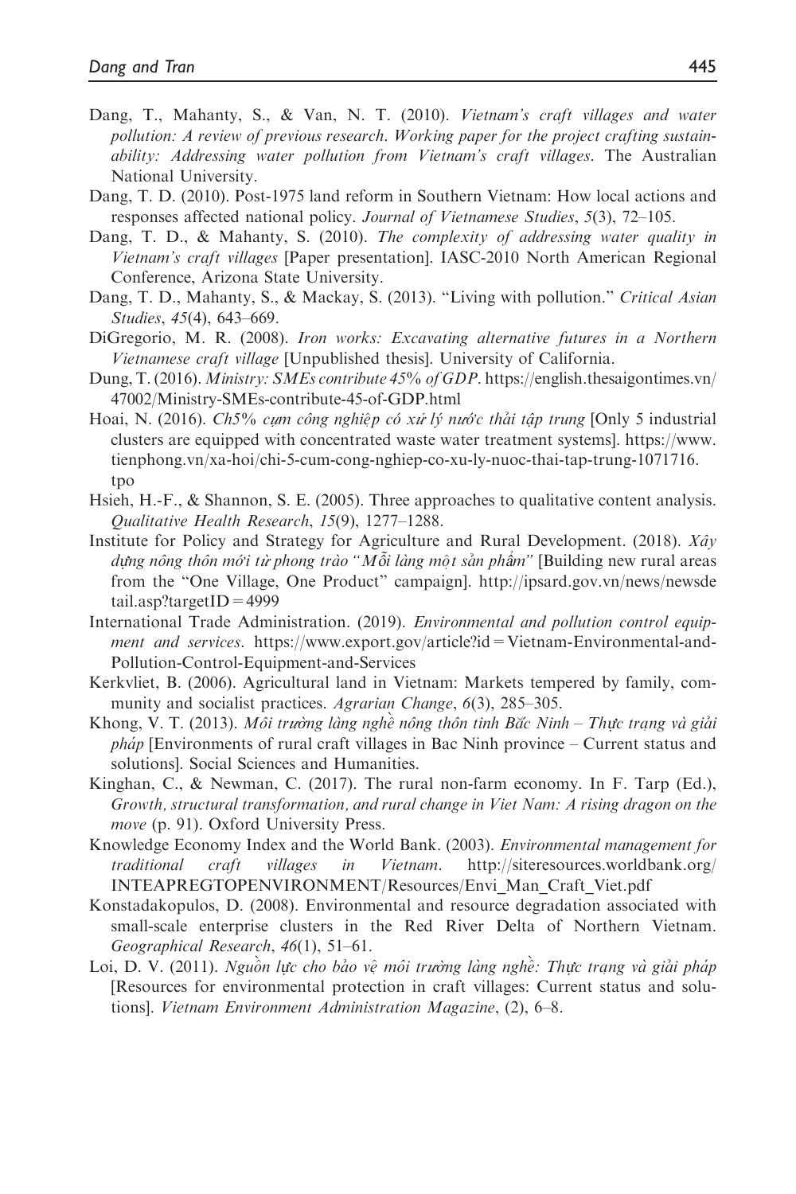Dang, T., Mahanty, S., & Van, N. T. (2010). *Vietnam's craft villages and water pollution: A review of previous research. Working paper for the project crafting sustainability: Addressing water pollution from Vietnam's craft villages*. The Australian National University.

Dang, T. D. (2010). Post-1975 land reform in Southern Vietnam: How local actions and responses affected national policy. *Journal of Vietnamese Studies*, *5*(3), 72–105.

Dang, T. D., & Mahanty, S. (2010). *The complexity of addressing water quality in Vietnam's craft villages* [Paper presentation]. IASC-2010 North American Regional Conference, Arizona State University.

Dang, T. D., Mahanty, S., & Mackay, S. (2013). "Living with pollution." *Critical Asian Studies*, *45*(4), 643–669.

DiGregorio, M. R. (2008). *Iron works: Excavating alternative futures in a Northern Vietnamese craft village* [Unpublished thesis]. University of California.

Dung, T. (2016). *Ministry: SMEs contribute 45% of GDP*. https://english.thesaigontimes.vn/47002/Ministry-SMEs-contribute-45-of-GDP.html

Hoai, N. (2016). *Ch5% cụm công nghiệp có xử lý nước thải tập trung* [Only 5 industrial clusters are equipped with concentrated waste water treatment systems]. https://www.tienphong.vn/xa-hoi/chi-5-cum-cong-nghiep-co-xu-ly-nuoc-thai-tap-trung-1071716.tpo

Hsieh, H.-F., & Shannon, S. E. (2005). Three approaches to qualitative content analysis. *Qualitative Health Research*, *15*(9), 1277–1288.

Institute for Policy and Strategy for Agriculture and Rural Development. (2018). *Xây dựng nông thôn mới từ phong trào "Mỗi làng một sản phẩm"* [Building new rural areas from the "One Village, One Product" campaign]. http://ipsard.gov.vn/news/newsdetail.asp?targetID=4999

International Trade Administration. (2019). *Environmental and pollution control equipment and services*. https://www.export.gov/article?id=Vietnam-Environmental-and-Pollution-Control-Equipment-and-Services

Kerkvliet, B. (2006). Agricultural land in Vietnam: Markets tempered by family, community and socialist practices. *Agrarian Change*, *6*(3), 285–305.

Khong, V. T. (2013). *Môi trường làng nghề nông thôn tinh Bắc Ninh – Thực trạng và giải pháp* [Environments of rural craft villages in Bac Ninh province – Current status and solutions]. Social Sciences and Humanities.

Kinghan, C., & Newman, C. (2017). The rural non-farm economy. In F. Tarp (Ed.), *Growth, structural transformation, and rural change in Viet Nam: A rising dragon on the move* (p. 91). Oxford University Press.

Knowledge Economy Index and the World Bank. (2003). *Environmental management for traditional craft villages in Vietnam*. http://siteresources.worldbank.org/INTEAPREGTOPENVIRONMENT/Resources/Envi_Man_Craft_Viet.pdf

Konstadakopulos, D. (2008). Environmental and resource degradation associated with small-scale enterprise clusters in the Red River Delta of Northern Vietnam. *Geographical Research*, *46*(1), 51–61.

Loi, D. V. (2011). *Nguồn lực cho bảo vệ môi trường làng nghề: Thực trạng và giải pháp* [Resources for environmental protection in craft villages: Current status and solutions]. *Vietnam Environment Administration Magazine*, (2), 6–8.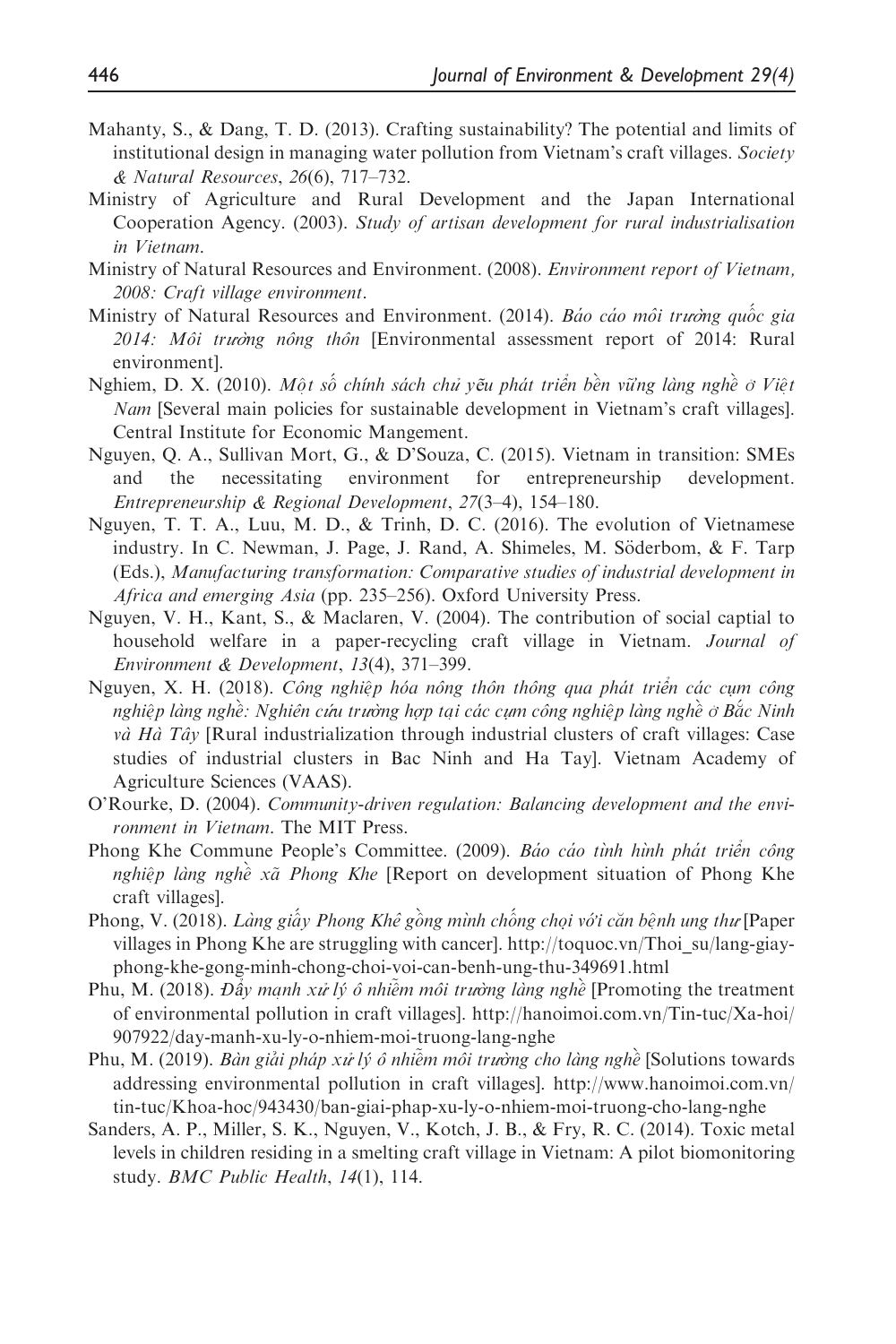Mahanty, S., & Dang, T. D. (2013). Crafting sustainability? The potential and limits of institutional design in managing water pollution from Vietnam's craft villages. *Society & Natural Resources*, *26*(6), 717–732.

Ministry of Agriculture and Rural Development and the Japan International Cooperation Agency. (2003). *Study of artisan development for rural industrialisation in Vietnam*.

Ministry of Natural Resources and Environment. (2008). *Environment report of Vietnam, 2008: Craft village environment*.

Ministry of Natural Resources and Environment. (2014). *Báo cáo môi trường quốc gia 2014: Môi trường nông thôn* [Environmental assessment report of 2014: Rural environment].

Nghiem, D. X. (2010). *Một số chính sách chủ yếu phát triển bền vững làng nghề ở Việt Nam* [Several main policies for sustainable development in Vietnam's craft villages]. Central Institute for Economic Mangement.

Nguyen, Q. A., Sullivan Mort, G., & D'Souza, C. (2015). Vietnam in transition: SMEs and the necessitating environment for entrepreneurship development. *Entrepreneurship & Regional Development*, *27*(3–4), 154–180.

Nguyen, T. T. A., Luu, M. D., & Trinh, D. C. (2016). The evolution of Vietnamese industry. In C. Newman, J. Page, J. Rand, A. Shimeles, M. Söderbom, & F. Tarp (Eds.), *Manufacturing transformation: Comparative studies of industrial development in Africa and emerging Asia* (pp. 235–256). Oxford University Press.

Nguyen, V. H., Kant, S., & Maclaren, V. (2004). The contribution of social captial to household welfare in a paper-recycling craft village in Vietnam. *Journal of Environment & Development*, *13*(4), 371–399.

Nguyen, X. H. (2018). *Công nghiệp hóa nông thôn thông qua phát triển các cụm công nghiệp làng nghề: Nghiên cứu trường hợp tại các cụm công nghiệp làng nghề ở Bắc Ninh và Hà Tây* [Rural industrialization through industrial clusters of craft villages: Case studies of industrial clusters in Bac Ninh and Ha Tay]. Vietnam Academy of Agriculture Sciences (VAAS).

O'Rourke, D. (2004). *Community-driven regulation: Balancing development and the environment in Vietnam*. The MIT Press.

Phong Khe Commune People's Committee. (2009). *Báo cáo tình hình phát triển công nghiệp làng nghề xã Phong Khe* [Report on development situation of Phong Khe craft villages].

Phong, V. (2018). *Làng giấy Phong Khê gồng mình chống chọi với căn bệnh ung thư* [Paper villages in Phong Khe are struggling with cancer]. http://toquoc.vn/Thoi_su/lang-giay-phong-khe-gong-minh-chong-choi-voi-can-benh-ung-thu-349691.html

Phu, M. (2018). *Đẩy mạnh xử lý ô nhiễm môi trường làng nghề* [Promoting the treatment of environmental pollution in craft villages]. http://hanoimoi.com.vn/Tin-tuc/Xa-hoi/907922/day-manh-xu-ly-o-nhiem-moi-truong-lang-nghe

Phu, M. (2019). *Bàn giải pháp xử lý ô nhiễm môi trường cho làng nghề* [Solutions towards addressing environmental pollution in craft villages]. http://www.hanoimoi.com.vn/tin-tuc/Khoa-hoc/943430/ban-giai-phap-xu-ly-o-nhiem-moi-truong-cho-lang-nghe

Sanders, A. P., Miller, S. K., Nguyen, V., Kotch, J. B., & Fry, R. C. (2014). Toxic metal levels in children residing in a smelting craft village in Vietnam: A pilot biomonitoring study. *BMC Public Health*, *14*(1), 114.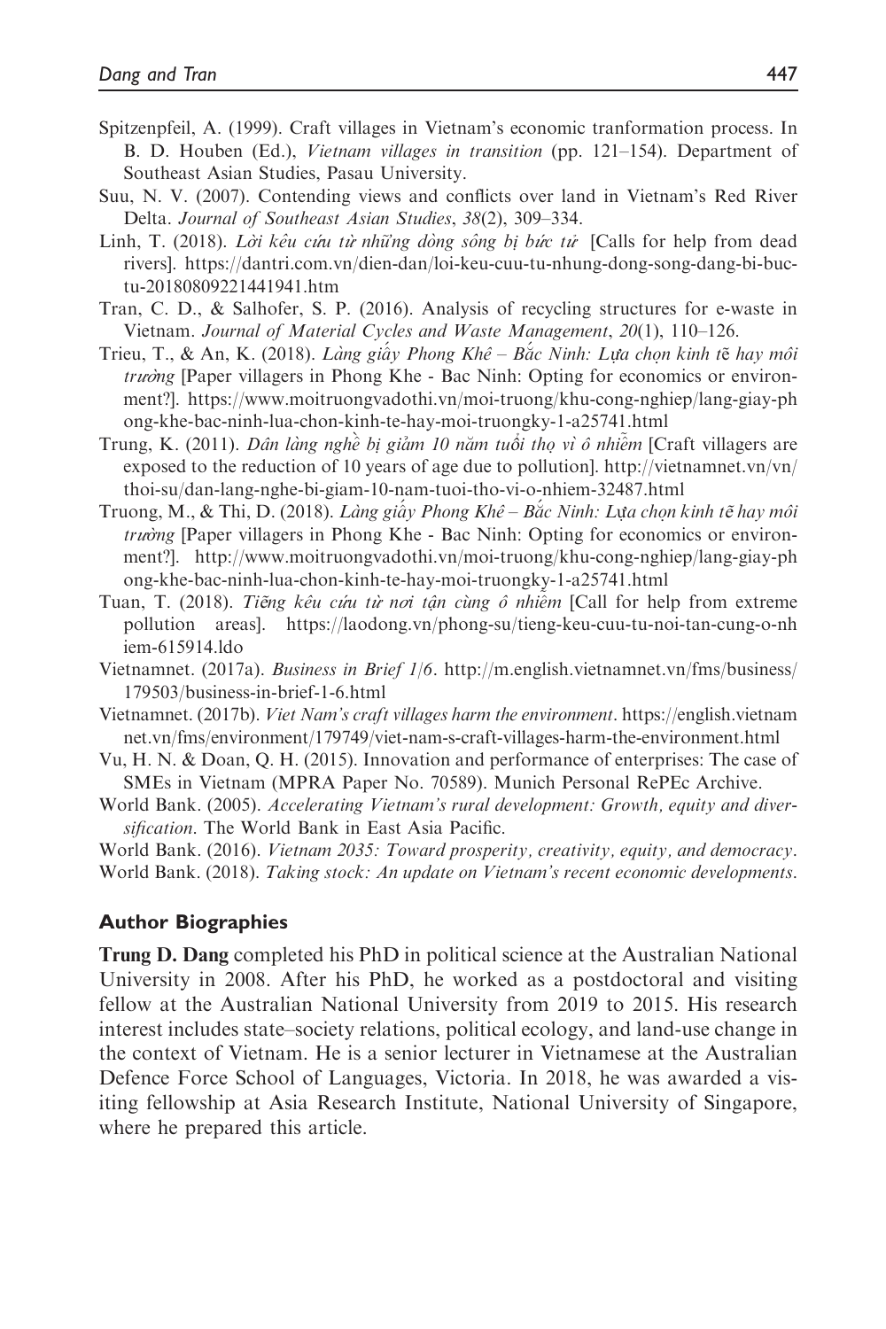Spitzenpfeil, A. (1999). Craft villages in Vietnam's economic tranformation process. In B. D. Houben (Ed.), *Vietnam villages in transition* (pp. 121–154). Department of Southeast Asian Studies, Pasau University.

Suu, N. V. (2007). Contending views and conflicts over land in Vietnam's Red River Delta. *Journal of Southeast Asian Studies*, *38*(2), 309–334.

Linh, T. (2018). *Lời kêu cứu từ những dòng sông bị bức tử* [Calls for help from dead rivers]. https://dantri.com.vn/dien-dan/loi-keu-cuu-tu-nhung-dong-song-dang-bi-buc-tu-20180809221441941.htm

Tran, C. D., & Salhofer, S. P. (2016). Analysis of recycling structures for e-waste in Vietnam. *Journal of Material Cycles and Waste Management*, *20*(1), 110–126.

Trieu, T., & An, K. (2018). *Làng giấy Phong Khê – Bắc Ninh: Lựa chọn kinh tế hay môi trường* [Paper villagers in Phong Khe - Bac Ninh: Opting for economics or environment?]. https://www.moitruongvadothi.vn/moi-truong/khu-cong-nghiep/lang-giay-phong-khe-bac-ninh-lua-chon-kinh-te-hay-moi-truongky-1-a25741.html

Trung, K. (2011). *Dân làng nghề bị giảm 10 năm tuổi thọ vì ô nhiễm* [Craft villagers are exposed to the reduction of 10 years of age due to pollution]. http://vietnamnet.vn/vn/thoi-su/dan-lang-nghe-bi-giam-10-nam-tuoi-tho-vi-o-nhiem-32487.html

Truong, M., & Thi, D. (2018). *Làng giấy Phong Khê – Bắc Ninh: Lựa chọn kinh tế hay môi trường* [Paper villagers in Phong Khe - Bac Ninh: Opting for economics or environment?]. http://www.moitruongvadothi.vn/moi-truong/khu-cong-nghiep/lang-giay-phong-khe-bac-ninh-lua-chon-kinh-te-hay-moi-truongky-1-a25741.html

Tuan, T. (2018). *Tiếng kêu cứu từ nơi tận cùng ô nhiễm* [Call for help from extreme pollution areas]. https://laodong.vn/phong-su/tieng-keu-cuu-tu-noi-tan-cung-o-nhiem-615914.ldo

Vietnamnet. (2017a). *Business in Brief 1/6*. http://m.english.vietnamnet.vn/fms/business/179503/business-in-brief-1-6.html

Vietnamnet. (2017b). *Viet Nam's craft villages harm the environment*. https://english.vietnamnet.vn/fms/environment/179749/viet-nam-s-craft-villages-harm-the-environment.html

Vu, H. N. & Doan, Q. H. (2015). Innovation and performance of enterprises: The case of SMEs in Vietnam (MPRA Paper No. 70589). Munich Personal RePEc Archive.

World Bank. (2005). *Accelerating Vietnam's rural development: Growth, equity and diversification*. The World Bank in East Asia Pacific.

World Bank. (2016). *Vietnam 2035: Toward prosperity, creativity, equity, and democracy*.

World Bank. (2018). *Taking stock: An update on Vietnam's recent economic developments*.

## Author Biographies

**Trung D. Dang** completed his PhD in political science at the Australian National University in 2008. After his PhD, he worked as a postdoctoral and visiting fellow at the Australian National University from 2019 to 2015. His research interest includes state–society relations, political ecology, and land-use change in the context of Vietnam. He is a senior lecturer in Vietnamese at the Australian Defence Force School of Languages, Victoria. In 2018, he was awarded a visiting fellowship at Asia Research Institute, National University of Singapore, where he prepared this article.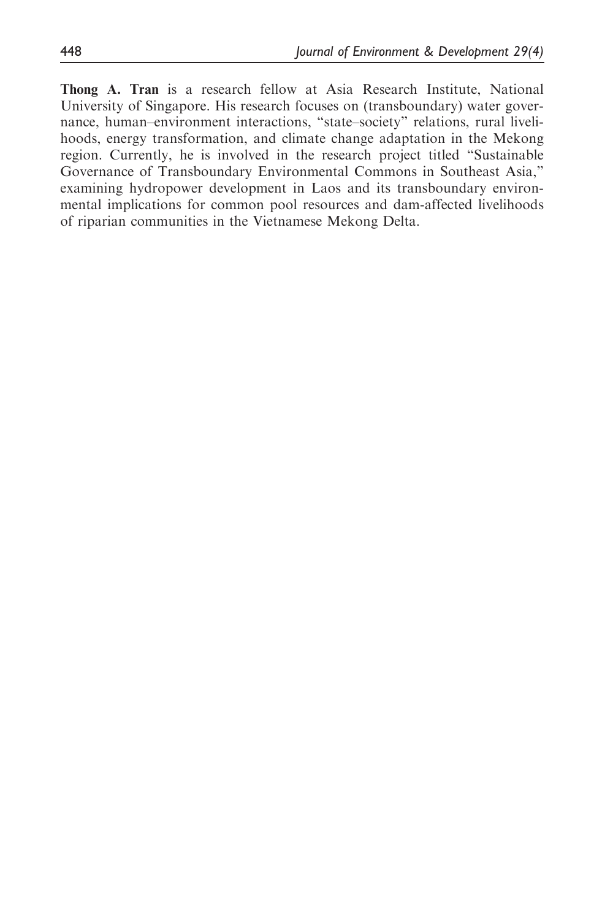**Thong A. Tran** is a research fellow at Asia Research Institute, National University of Singapore. His research focuses on (transboundary) water governance, human–environment interactions, "state–society" relations, rural livelihoods, energy transformation, and climate change adaptation in the Mekong region. Currently, he is involved in the research project titled "Sustainable Governance of Transboundary Environmental Commons in Southeast Asia," examining hydropower development in Laos and its transboundary environmental implications for common pool resources and dam-affected livelihoods of riparian communities in the Vietnamese Mekong Delta.